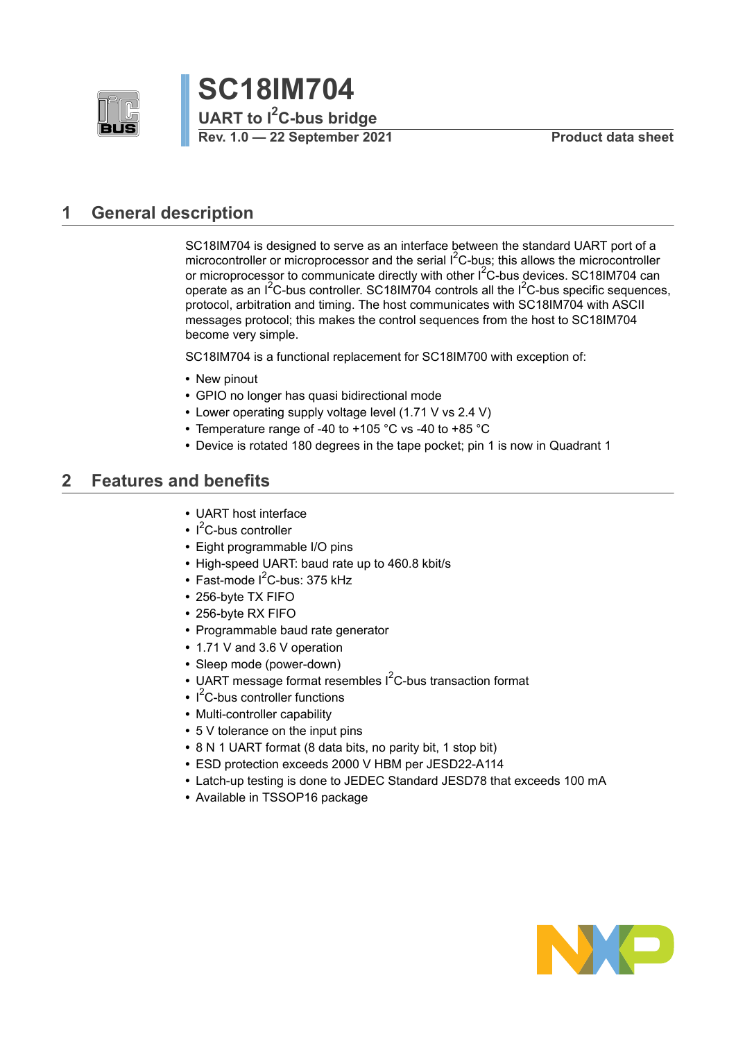# SC18IM704

## UART to $I^2C$-bus bridge

**Rev. 1.0 — 22 September 2021** **Product data sheet**

## 1 General description

SC18IM704 is designed to serve as an interface between the standard UART port of a microcontroller or microprocessor and the serial $I^2C$-bus; this allows the microcontroller or microprocessor to communicate directly with other $I^2C$-bus devices. SC18IM704 can operate as an $I^2C$-bus controller. SC18IM704 controls all the $I^2C$-bus specific sequences, protocol, arbitration and timing. The host communicates with SC18IM704 with ASCII messages protocol; this makes the control sequences from the host to SC18IM704 become very simple.

SC18IM704 is a functional replacement for SC18IM700 with exception of:

- New pinout
- GPIO no longer has quasi bidirectional mode
- Lower operating supply voltage level (1.71 V vs 2.4 V)
- Temperature range of -40 to +105 °C vs -40 to +85 °C
- Device is rotated 180 degrees in the tape pocket; pin 1 is now in Quadrant 1

## 2 Features and benefits

- UART host interface
- $I^2C$-bus controller
- Eight programmable I/O pins
- High-speed UART: baud rate up to 460.8 kbit/s
- Fast-mode $I^2C$-bus: 375 kHz
- 256-byte TX FIFO
- 256-byte RX FIFO
- Programmable baud rate generator
- 1.71 V and 3.6 V operation
- Sleep mode (power-down)
- UART message format resembles $I^2C$-bus transaction format
- $I^2C$-bus controller functions
- Multi-controller capability
- 5 V tolerance on the input pins
- 8 N 1 UART format (8 data bits, no parity bit, 1 stop bit)
- ESD protection exceeds 2000 V HBM per JESD22-A114
- Latch-up testing is done to JEDEC Standard JESD78 that exceeds 100 mA
- Available in TSSOP16 package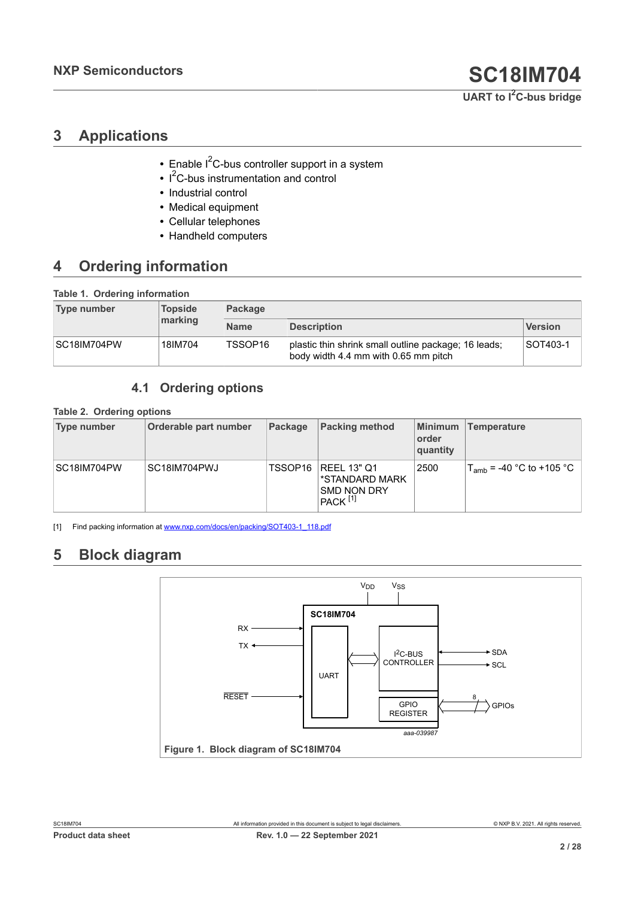## 3 Applications

- Enable $I^2C$-bus controller support in a system
- $I^2C$-bus instrumentation and control
- Industrial control
- Medical equipment
- Cellular telephones
- Handheld computers

## 4 Ordering information

**Table 1. Ordering information**

| Type number | Topside marking | Package | | |
|---|---|---|---|---|
| | | Name | Description | Version |
| SC18IM704PW | 18IM704 | TSSOP16 | plastic thin shrink small outline package; 16 leads; body width 4.4 mm with 0.65 mm pitch | SOT403-1 |

### 4.1 Ordering options

**Table 2. Ordering options**

| Type number | Orderable part number | Package | Packing method | Minimum order quantity | Temperature |
|---|---|---|---|---|---|
| SC18IM704PW | SC18IM704PWJ | TSSOP16 | REEL 13" Q1 *STANDARD MARK SMD NON DRY PACK [1] | 2500 | $T_{amb}$ = -40 °C to +105 °C |

[1] Find packing information at www.nxp.com/docs/en/packing/SOT403-1_118.pdf

## 5 Block diagram

Figure 1. Block diagram of SC18IM704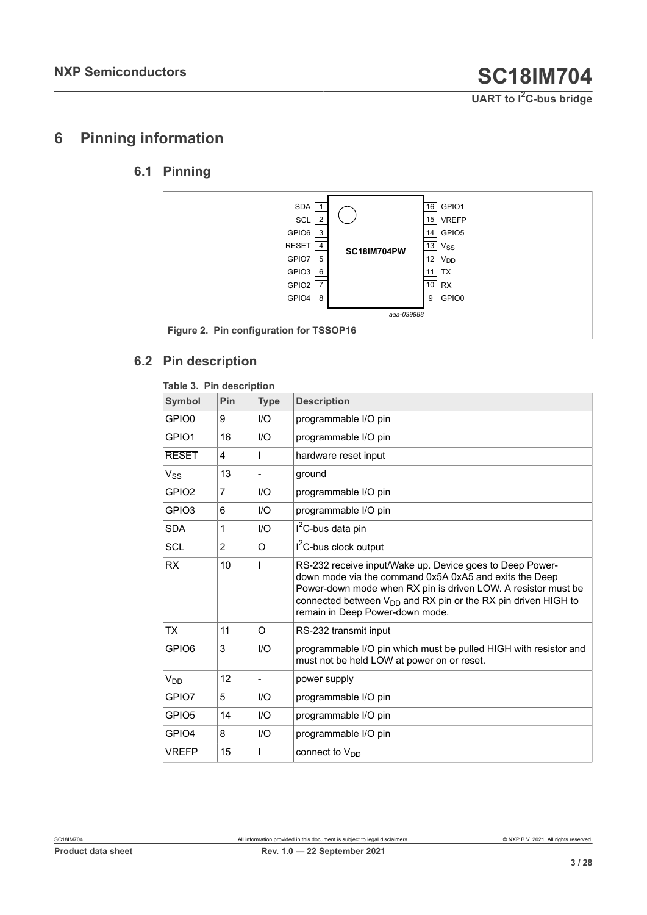# 6 Pinning information

## 6.1 Pinning

| Pin | Symbol | | Pin | Symbol |
|---|---|---|---|---|
| 1 | SDA | | 16 | GPIO1 |
| 2 | SCL | | 15 | VREFP |
| 3 | GPIO6 | | 14 | GPIO5 |
| 4 | RESET | | 13 | $V_{SS}$ |
| 5 | GPIO7 | | 12 | $V_{DD}$ |
| 6 | GPIO3 | | 11 | TX |
| 7 | GPIO2 | | 10 | RX |
| 8 | GPIO4 | | 9 | GPIO0 |

SC18IM704PW

aaa-039988

**Figure 2. Pin configuration for TSSOP16**

## 6.2 Pin description

**Table 3. Pin description**

| Symbol | Pin | Type | Description |
|---|---|---|---|
| GPIO0 | 9 | I/O | programmable I/O pin |
| GPIO1 | 16 | I/O | programmable I/O pin |
| RESET | 4 | I | hardware reset input |
| $V_{SS}$ | 13 | - | ground |
| GPIO2 | 7 | I/O | programmable I/O pin |
| GPIO3 | 6 | I/O | programmable I/O pin |
| SDA | 1 | I/O | $I^2C$-bus data pin |
| SCL | 2 | O | $I^2C$-bus clock output |
| RX | 10 | I | RS-232 receive input/Wake up. Device goes to Deep Power-down mode via the command 0x5A 0xA5 and exits the Deep Power-down mode when RX pin is driven LOW. A resistor must be connected between $V_{DD}$ and RX pin or the RX pin driven HIGH to remain in Deep Power-down mode. |
| TX | 11 | O | RS-232 transmit input |
| GPIO6 | 3 | I/O | programmable I/O pin which must be pulled HIGH with resistor and must not be held LOW at power on or reset. |
| $V_{DD}$ | 12 | - | power supply |
| GPIO7 | 5 | I/O | programmable I/O pin |
| GPIO5 | 14 | I/O | programmable I/O pin |
| GPIO4 | 8 | I/O | programmable I/O pin |
| VREFP | 15 | I | connect to $V_{DD}$ |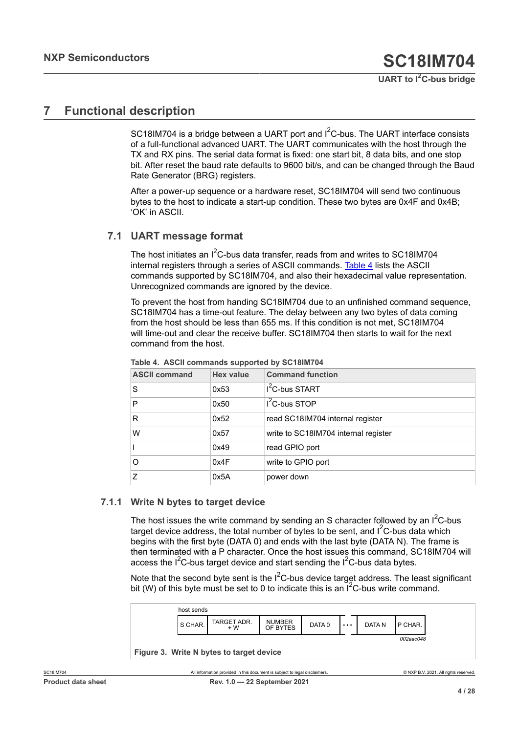## 7 Functional description

SC18IM704 is a bridge between a UART port and I$^2$C-bus. The UART interface consists of a full-functional advanced UART. The UART communicates with the host through the TX and RX pins. The serial data format is fixed: one start bit, 8 data bits, and one stop bit. After reset the baud rate defaults to 9600 bit/s, and can be changed through the Baud Rate Generator (BRG) registers.

After a power-up sequence or a hardware reset, SC18IM704 will send two continuous bytes to the host to indicate a start-up condition. These two bytes are 0x4F and 0x4B; 'OK' in ASCII.

### 7.1 UART message format

The host initiates an I$^2$C-bus data transfer, reads from and writes to SC18IM704 internal registers through a series of ASCII commands. Table 4 lists the ASCII commands supported by SC18IM704, and also their hexadecimal value representation. Unrecognized commands are ignored by the device.

To prevent the host from handing SC18IM704 due to an unfinished command sequence, SC18IM704 has a time-out feature. The delay between any two bytes of data coming from the host should be less than 655 ms. If this condition is not met, SC18IM704 will time-out and clear the receive buffer. SC18IM704 then starts to wait for the next command from the host.

**Table 4. ASCII commands supported by SC18IM704**

| ASCII command | Hex value | Command function |
|---|---|---|
| S | 0x53 | I$^2$C-bus START |
| P | 0x50 | I$^2$C-bus STOP |
| R | 0x52 | read SC18IM704 internal register |
| W | 0x57 | write to SC18IM704 internal register |
| I | 0x49 | read GPIO port |
| O | 0x4F | write to GPIO port |
| Z | 0x5A | power down |

#### 7.1.1 Write N bytes to target device

The host issues the write command by sending an S character followed by an I$^2$C-bus target device address, the total number of bytes to be sent, and I$^2$C-bus data which begins with the first byte (DATA 0) and ends with the last byte (DATA N). The frame is then terminated with a P character. Once the host issues this command, SC18IM704 will access the I$^2$C-bus target device and start sending the I$^2$C-bus data bytes.

Note that the second byte sent is the I$^2$C-bus device target address. The least significant bit (W) of this byte must be set to 0 to indicate this is an I$^2$C-bus write command.

host sends

| S CHAR. | TARGET ADR. + W | NUMBER OF BYTES | DATA 0 | ... | DATA N | P CHAR. |
|---|---|---|---|---|---|---|

002aac048

**Figure 3. Write N bytes to target device**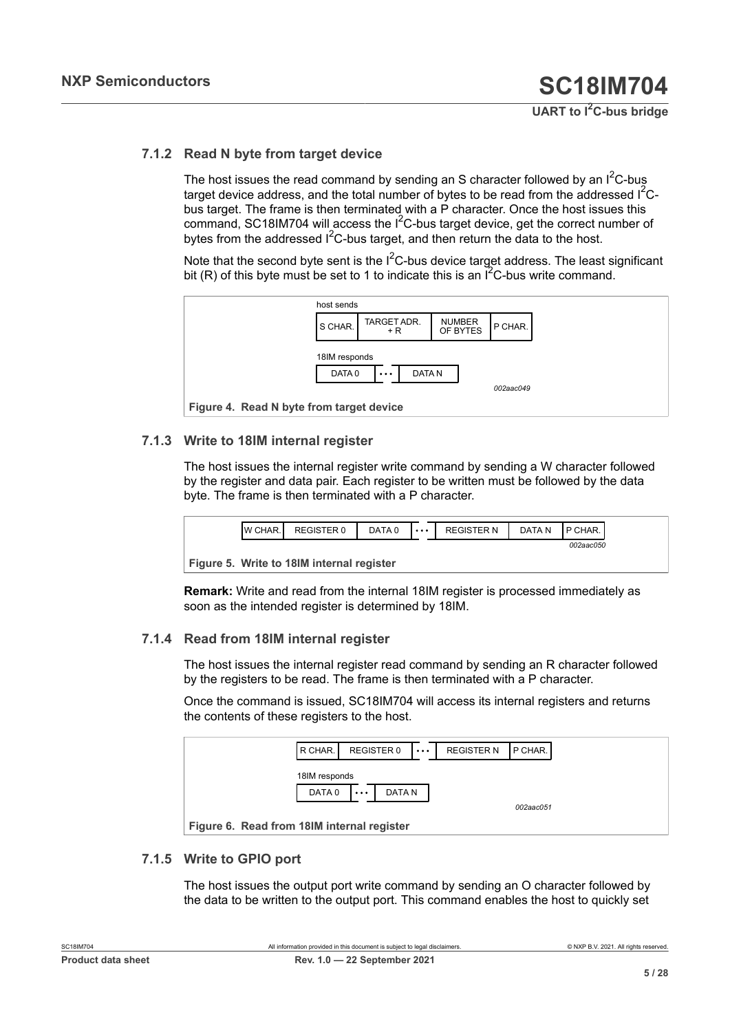### 7.1.2 Read N byte from target device

The host issues the read command by sending an S character followed by an $I^2C$-bus target device address, and the total number of bytes to be read from the addressed $I^2C$-bus target. The frame is then terminated with a P character. Once the host issues this command, SC18IM704 will access the $I^2C$-bus target device, get the correct number of bytes from the addressed $I^2C$-bus target, and then return the data to the host.

Note that the second byte sent is the $I^2C$-bus device target address. The least significant bit (R) of this byte must be set to 1 to indicate this is an $I^2C$-bus write command.

host sends

| S CHAR. | TARGET ADR. + R | NUMBER OF BYTES | P CHAR. |
|---|---|---|---|

18IM responds

| DATA 0 | ... | DATA N |
|---|---|---|

002aac049

**Figure 4. Read N byte from target device**

### 7.1.3 Write to 18IM internal register

The host issues the internal register write command by sending a W character followed by the register and data pair. Each register to be written must be followed by the data byte. The frame is then terminated with a P character.

| W CHAR. | REGISTER 0 | DATA 0 | ... | REGISTER N | DATA N | P CHAR. |
|---|---|---|---|---|---|---|

002aac050

**Figure 5. Write to 18IM internal register**

**Remark:** Write and read from the internal 18IM register is processed immediately as soon as the intended register is determined by 18IM.

### 7.1.4 Read from 18IM internal register

The host issues the internal register read command by sending an R character followed by the registers to be read. The frame is then terminated with a P character.

Once the command is issued, SC18IM704 will access its internal registers and returns the contents of these registers to the host.

| R CHAR. | REGISTER 0 | ... | REGISTER N | P CHAR. |
|---|---|---|---|---|

18IM responds

| DATA 0 | ... | DATA N |
|---|---|---|

002aac051

**Figure 6. Read from 18IM internal register**

### 7.1.5 Write to GPIO port

The host issues the output port write command by sending an O character followed by the data to be written to the output port. This command enables the host to quickly set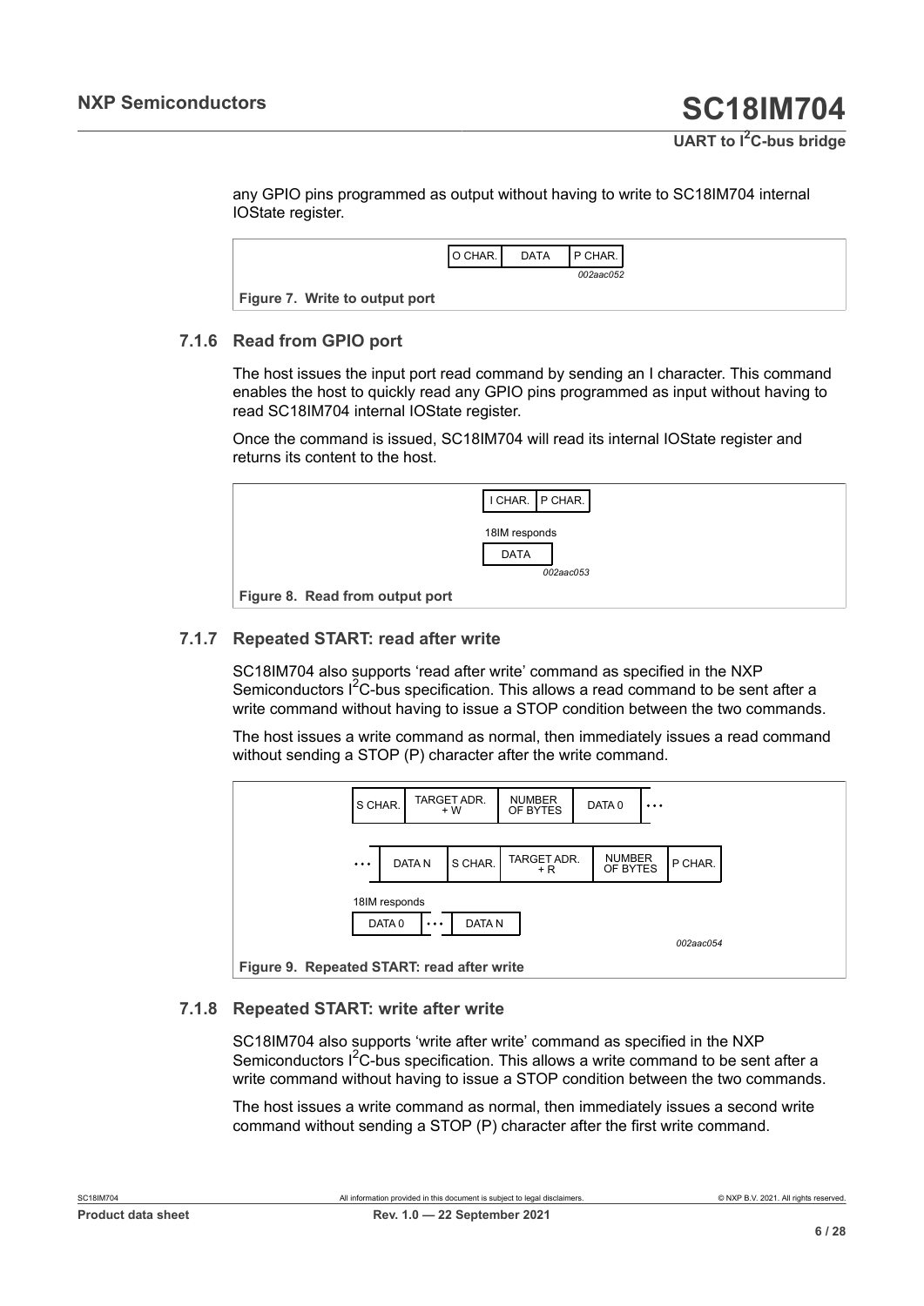any GPIO pins programmed as output without having to write to SC18IM704 internal IOState register.

| O CHAR. | DATA | P CHAR. |
|---|---|---|

002aac052

Figure 7. Write to output port

### 7.1.6 Read from GPIO port

The host issues the input port read command by sending an I character. This command enables the host to quickly read any GPIO pins programmed as input without having to read SC18IM704 internal IOState register.

Once the command is issued, SC18IM704 will read its internal IOState register and returns its content to the host.

| I CHAR. | P CHAR. |
|---|---|

18IM responds

| DATA |
|---|

002aac053

Figure 8. Read from output port

### 7.1.7 Repeated START: read after write

SC18IM704 also supports 'read after write' command as specified in the NXP Semiconductors I²C-bus specification. This allows a read command to be sent after a write command without having to issue a STOP condition between the two commands.

The host issues a write command as normal, then immediately issues a read command without sending a STOP (P) character after the write command.

| S CHAR. | TARGET ADR. + W | NUMBER OF BYTES | DATA 0 | ... |
|---|---|---|---|---|

| ... | DATA N | S CHAR. | TARGET ADR. + R | NUMBER OF BYTES | P CHAR. |
|---|---|---|---|---|---|

18IM responds

| DATA 0 | ... | DATA N |
|---|---|---|

002aac054

Figure 9. Repeated START: read after write

### 7.1.8 Repeated START: write after write

SC18IM704 also supports 'write after write' command as specified in the NXP Semiconductors I²C-bus specification. This allows a write command to be sent after a write command without having to issue a STOP condition between the two commands.

The host issues a write command as normal, then immediately issues a second write command without sending a STOP (P) character after the first write command.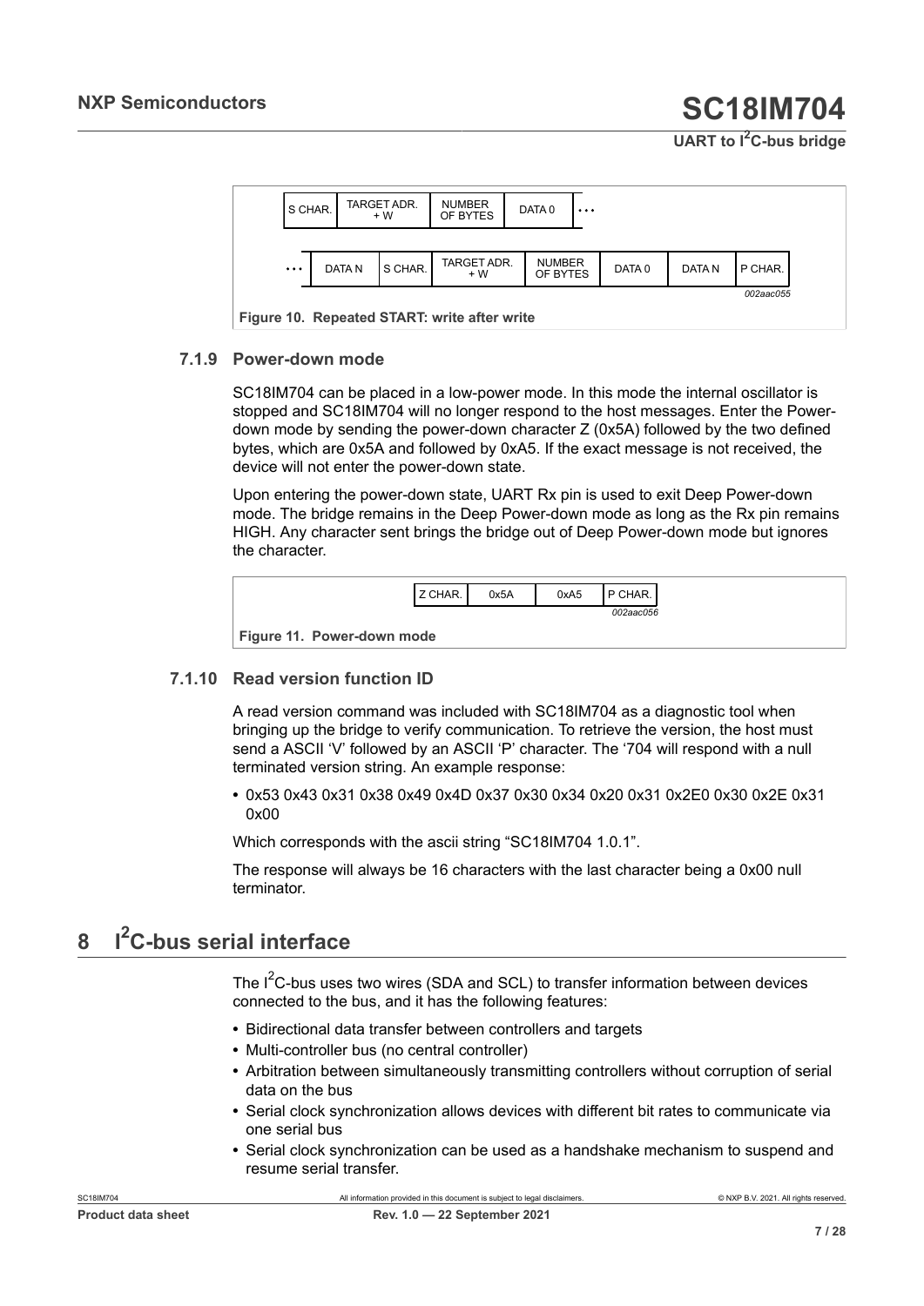| S CHAR. | TARGET ADR. + W | NUMBER OF BYTES | DATA 0 | ... |
| --- | --- | --- | --- | --- |

| ... | DATA N | S CHAR. | TARGET ADR. + W | NUMBER OF BYTES | DATA 0 | DATA N | P CHAR. |
| --- | --- | --- | --- | --- | --- | --- | --- |

*002aac055*

**Figure 10. Repeated START: write after write**

### 7.1.9 Power-down mode

SC18IM704 can be placed in a low-power mode. In this mode the internal oscillator is stopped and SC18IM704 will no longer respond to the host messages. Enter the Power-down mode by sending the power-down character Z (0x5A) followed by the two defined bytes, which are 0x5A and followed by 0xA5. If the exact message is not received, the device will not enter the power-down state.

Upon entering the power-down state, UART Rx pin is used to exit Deep Power-down mode. The bridge remains in the Deep Power-down mode as long as the Rx pin remains HIGH. Any character sent brings the bridge out of Deep Power-down mode but ignores the character.

| Z CHAR. | 0x5A | 0xA5 | P CHAR. |
| --- | --- | --- | --- |

*002aac056*

**Figure 11. Power-down mode**

### 7.1.10 Read version function ID

A read version command was included with SC18IM704 as a diagnostic tool when bringing up the bridge to verify communication. To retrieve the version, the host must send a ASCII 'V' followed by an ASCII 'P' character. The '704 will respond with a null terminated version string. An example response:

- 0x53 0x43 0x31 0x38 0x49 0x4D 0x37 0x30 0x34 0x20 0x31 0x2E0 0x30 0x2E 0x31 0x00

Which corresponds with the ascii string "SC18IM704 1.0.1".

The response will always be 16 characters with the last character being a 0x00 null terminator.

# 8 I²C-bus serial interface

The I²C-bus uses two wires (SDA and SCL) to transfer information between devices connected to the bus, and it has the following features:

- Bidirectional data transfer between controllers and targets
- Multi-controller bus (no central controller)
- Arbitration between simultaneously transmitting controllers without corruption of serial data on the bus
- Serial clock synchronization allows devices with different bit rates to communicate via one serial bus
- Serial clock synchronization can be used as a handshake mechanism to suspend and resume serial transfer.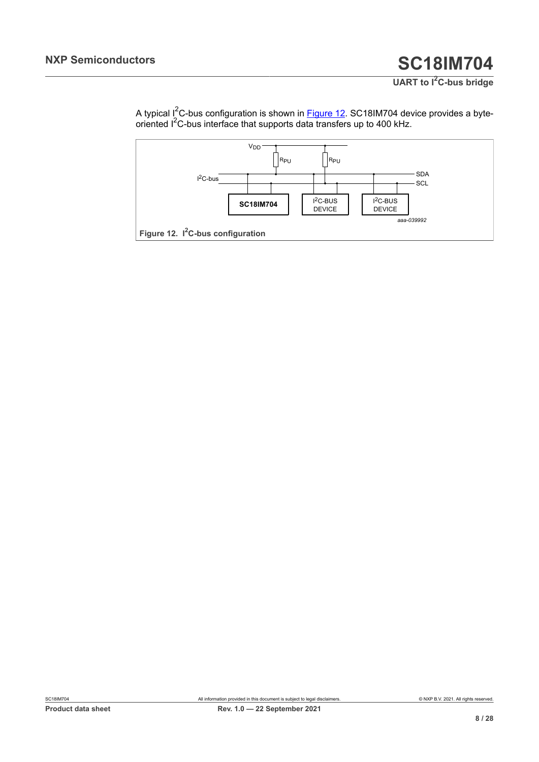A typical $I^2C$-bus configuration is shown in Figure 12. SC18IM704 device provides a byte-oriented $I^2C$-bus interface that supports data transfers up to 400 kHz.

**Figure 12. $I^2C$-bus configuration**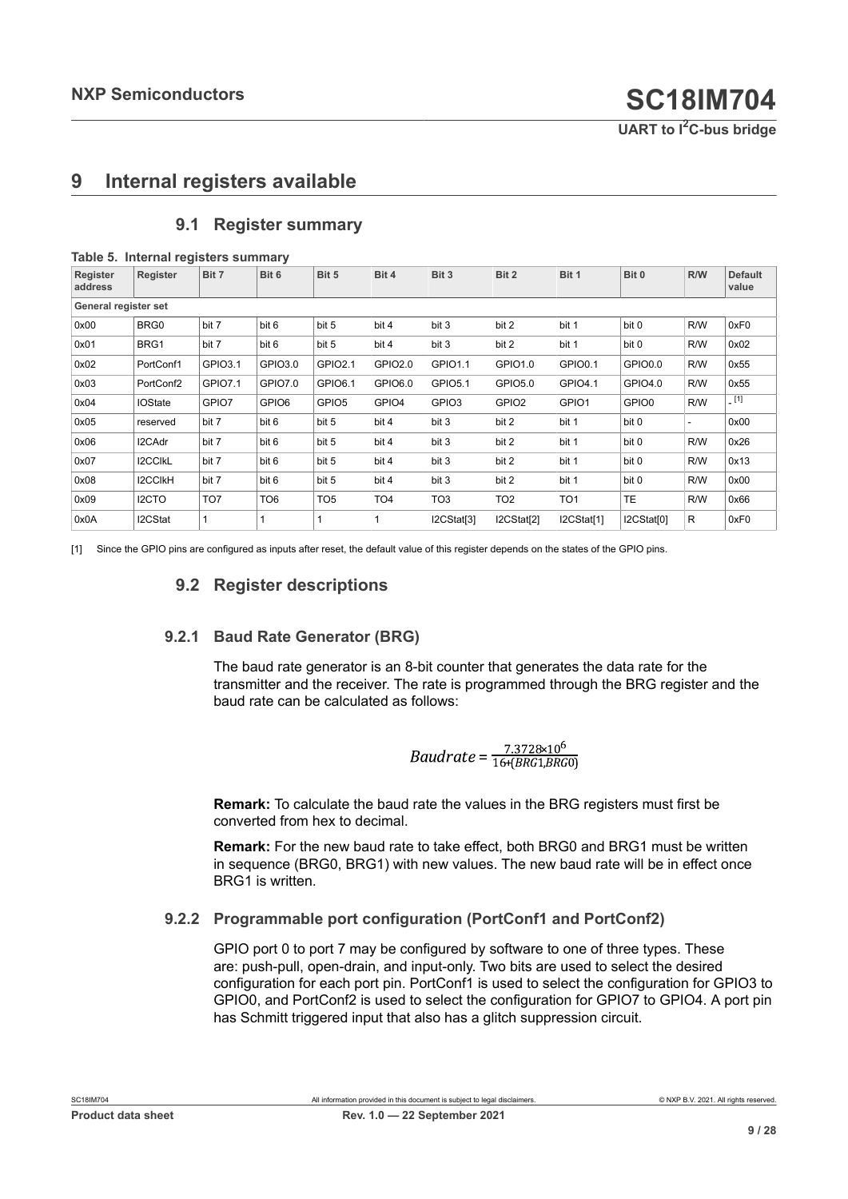# 9 Internal registers available

## 9.1 Register summary

**Table 5. Internal registers summary**

| Register address | Register | Bit 7 | Bit 6 | Bit 5 | Bit 4 | Bit 3 | Bit 2 | Bit 1 | Bit 0 | R/W | Default value |
|---|---|---|---|---|---|---|---|---|---|---|---|
| **General register set** | | | | | | | | | | | |
| 0x00 | BRG0 | bit 7 | bit 6 | bit 5 | bit 4 | bit 3 | bit 2 | bit 1 | bit 0 | R/W | 0xF0 |
| 0x01 | BRG1 | bit 7 | bit 6 | bit 5 | bit 4 | bit 3 | bit 2 | bit 1 | bit 0 | R/W | 0x02 |
| 0x02 | PortConf1 | GPIO3.1 | GPIO3.0 | GPIO2.1 | GPIO2.0 | GPIO1.1 | GPIO1.0 | GPIO0.1 | GPIO0.0 | R/W | 0x55 |
| 0x03 | PortConf2 | GPIO7.1 | GPIO7.0 | GPIO6.1 | GPIO6.0 | GPIO5.1 | GPIO5.0 | GPIO4.1 | GPIO4.0 | R/W | 0x55 |
| 0x04 | IOState | GPIO7 | GPIO6 | GPIO5 | GPIO4 | GPIO3 | GPIO2 | GPIO1 | GPIO0 | R/W | - [1] |
| 0x05 | reserved | bit 7 | bit 6 | bit 5 | bit 4 | bit 3 | bit 2 | bit 1 | bit 0 | - | 0x00 |
| 0x06 | I2CAdr | bit 7 | bit 6 | bit 5 | bit 4 | bit 3 | bit 2 | bit 1 | bit 0 | R/W | 0x26 |
| 0x07 | I2CClkL | bit 7 | bit 6 | bit 5 | bit 4 | bit 3 | bit 2 | bit 1 | bit 0 | R/W | 0x13 |
| 0x08 | I2CClkH | bit 7 | bit 6 | bit 5 | bit 4 | bit 3 | bit 2 | bit 1 | bit 0 | R/W | 0x00 |
| 0x09 | I2CTO | TO7 | TO6 | TO5 | TO4 | TO3 | TO2 | TO1 | TE | R/W | 0x66 |
| 0x0A | I2CStat | 1 | 1 | 1 | 1 | I2CStat[3] | I2CStat[2] | I2CStat[1] | I2CStat[0] | R | 0xF0 |

[1] Since the GPIO pins are configured as inputs after reset, the default value of this register depends on the states of the GPIO pins.

## 9.2 Register descriptions

### 9.2.1 Baud Rate Generator (BRG)

The baud rate generator is an 8-bit counter that generates the data rate for the transmitter and the receiver. The rate is programmed through the BRG register and the baud rate can be calculated as follows:

$$Baudrate = \frac{7.3728 \times 10^6}{16 + (BRG1, BRG0)}$$

**Remark:** To calculate the baud rate the values in the BRG registers must first be converted from hex to decimal.

**Remark:** For the new baud rate to take effect, both BRG0 and BRG1 must be written in sequence (BRG0, BRG1) with new values. The new baud rate will be in effect once BRG1 is written.

### 9.2.2 Programmable port configuration (PortConf1 and PortConf2)

GPIO port 0 to port 7 may be configured by software to one of three types. These are: push-pull, open-drain, and input-only. Two bits are used to select the desired configuration for each port pin. PortConf1 is used to select the configuration for GPIO3 to GPIO0, and PortConf2 is used to select the configuration for GPIO7 to GPIO4. A port pin has Schmitt triggered input that also has a glitch suppression circuit.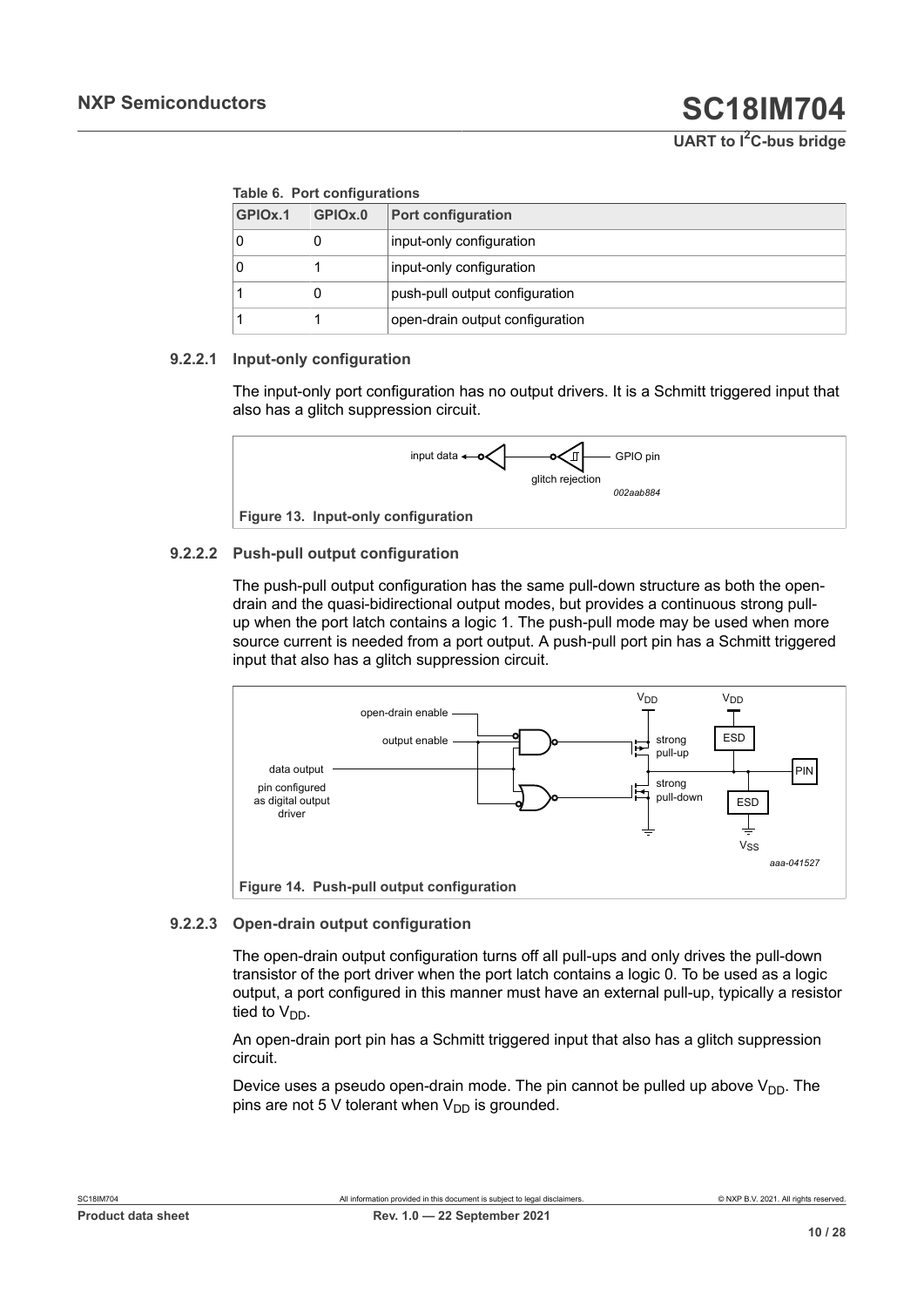**Table 6. Port configurations**

| GPIOx.1 | GPIOx.0 | Port configuration |
|---|---|---|
| 0 | 0 | input-only configuration |
| 0 | 1 | input-only configuration |
| 1 | 0 | push-pull output configuration |
| 1 | 1 | open-drain output configuration |

#### 9.2.2.1 Input-only configuration

The input-only port configuration has no output drivers. It is a Schmitt triggered input that also has a glitch suppression circuit.

**Figure 13. Input-only configuration**

#### 9.2.2.2 Push-pull output configuration

The push-pull output configuration has the same pull-down structure as both the open-drain and the quasi-bidirectional output modes, but provides a continuous strong pull-up when the port latch contains a logic 1. The push-pull mode may be used when more source current is needed from a port output. A push-pull port pin has a Schmitt triggered input that also has a glitch suppression circuit.

**Figure 14. Push-pull output configuration**

#### 9.2.2.3 Open-drain output configuration

The open-drain output configuration turns off all pull-ups and only drives the pull-down transistor of the port driver when the port latch contains a logic 0. To be used as a logic output, a port configured in this manner must have an external pull-up, typically a resistor tied to $V_{DD}$.

An open-drain port pin has a Schmitt triggered input that also has a glitch suppression circuit.

Device uses a pseudo open-drain mode. The pin cannot be pulled up above $V_{DD}$. The pins are not 5 V tolerant when $V_{DD}$ is grounded.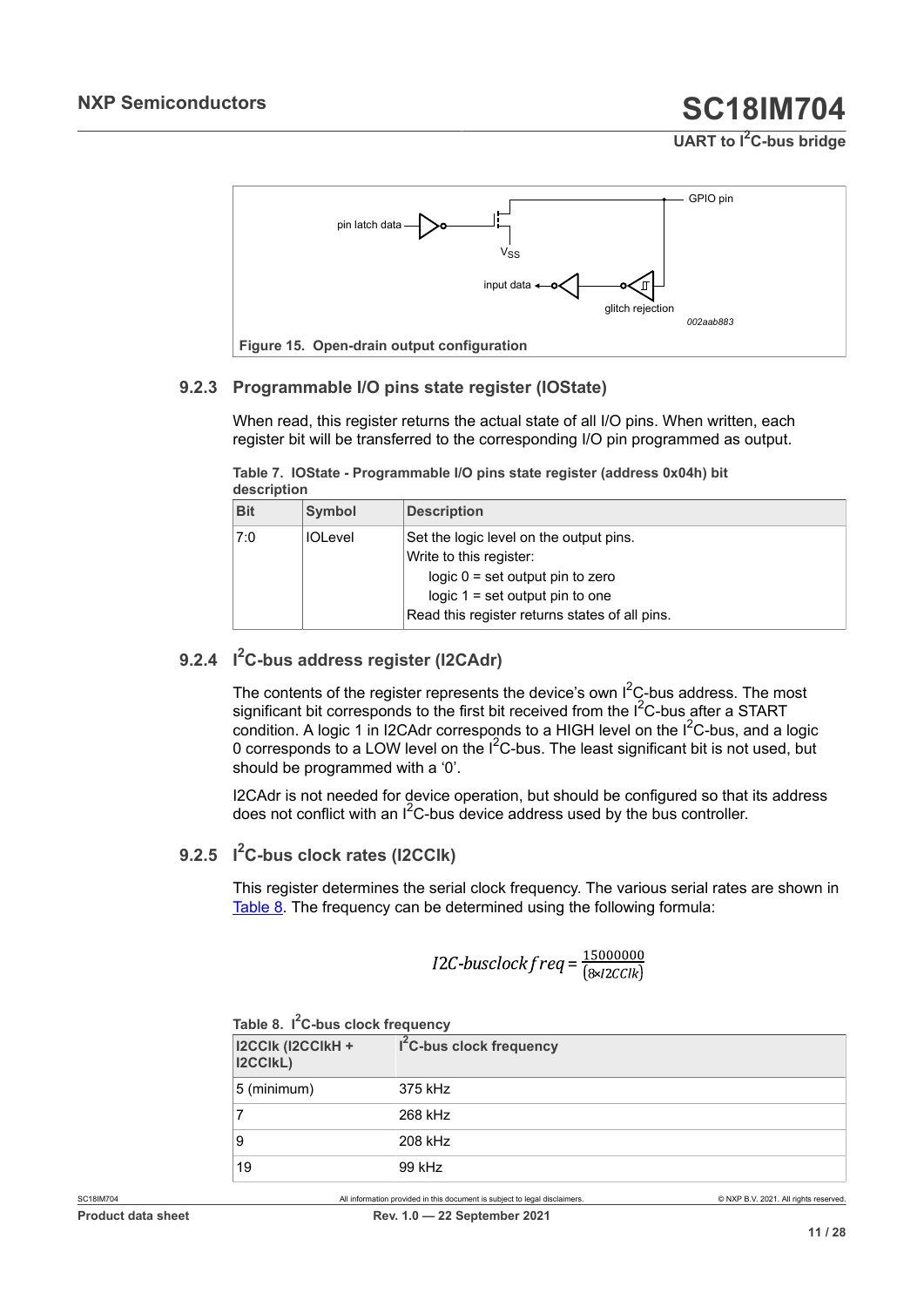Figure 15. Open-drain output configuration

### 9.2.3 Programmable I/O pins state register (IOState)

When read, this register returns the actual state of all I/O pins. When written, each register bit will be transferred to the corresponding I/O pin programmed as output.

**Table 7. IOState - Programmable I/O pins state register (address 0x04h) bit description**

| Bit | Symbol | Description |
|---|---|---|
| 7:0 | IOLevel | Set the logic level on the output pins.<br>Write to this register:<br>logic 0 = set output pin to zero<br>logic 1 = set output pin to one<br>Read this register returns states of all pins. |

### 9.2.4 I²C-bus address register (I2CAdr)

The contents of the register represents the device's own I²C-bus address. The most significant bit corresponds to the first bit received from the I²C-bus after a START condition. A logic 1 in I2CAdr corresponds to a HIGH level on the I²C-bus, and a logic 0 corresponds to a LOW level on the I²C-bus. The least significant is not used, but should be programmed with a '0'.

I2CAdr is not needed for device operation, but should be configured so that its address does not conflict with an I²C-bus device address used by the bus controller.

### 9.2.5 I²C-bus clock rates (I2CClk)

This register determines the serial clock frequency. The various serial rates are shown in Table 8. The frequency can be determined using the following formula:

$$I2C\text{-}busclock\,freq = \frac{15000000}{(8 \times I2CClk)}$$

**Table 8. I²C-bus clock frequency**

| I2CClk (I2CClkH + I2CClkL) | I²C-bus clock frequency |
|---|---|
| 5 (minimum) | 375 kHz |
| 7 | 268 kHz |
| 9 | 208 kHz |
| 19 | 99 kHz |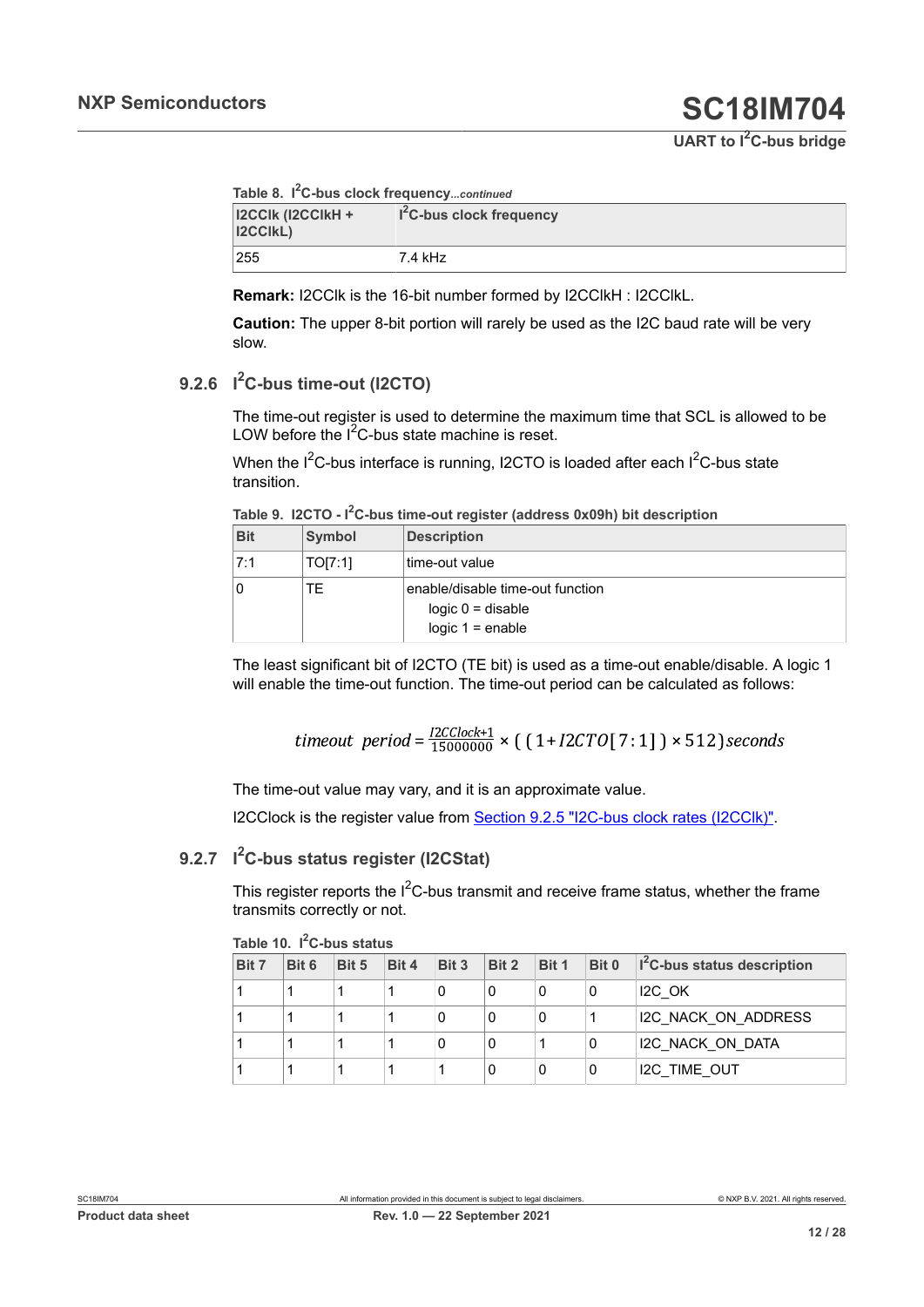Table 8. $I^2C$-bus clock frequency*...continued*

| I2CClk (I2CClkH + I2CClkL) | $I^2C$-bus clock frequency |
|---|---|
| 255 | 7.4 kHz |

**Remark:** I2CClk is the 16-bit number formed by I2CClkH : I2CClkL.

**Caution:** The upper 8-bit portion will rarely be used as the I2C baud rate will be very slow.

### 9.2.6 $I^2C$-bus time-out (I2CTO)

The time-out register is used to determine the maximum time that SCL is allowed to be LOW before the $I^2C$-bus state machine is reset.

When the $I^2C$-bus interface is running, I2CTO is loaded after each $I^2C$-bus state transition.

Table 9. I2CTO - $I^2C$-bus time-out register (address 0x09h) bit description

| Bit | Symbol | Description |
|---|---|---|
| 7:1 | TO[7:1] | time-out value |
| 0 | TE | enable/disable time-out function<br>logic 0 = disable<br>logic 1 = enable |

The least significant bit of I2CTO (TE bit) is used as a time-out enable/disable. A logic 1 will enable the time-out function. The time-out period can be calculated as follows:

$$timeout\ \ period = \frac{I2CClock+1}{15000000} \times ((1 + I2CTO[7:1]) \times 512)\,seconds$$

The time-out value may vary, and it is an approximate value.

I2CClock is the register value from Section 9.2.5 "I2C-bus clock rates (I2CClk)".

### 9.2.7 $I^2C$-bus status register (I2CStat)

This register reports the $I^2C$-bus transmit and receive frame status, whether the frame transmits correctly or not.

Table 10. $I^2C$-bus status

| Bit 7 | Bit 6 | Bit 5 | Bit 4 | Bit 3 | Bit 2 | Bit 1 | Bit 0 | $I^2C$-bus status description |
|---|---|---|---|---|---|---|---|---|
| 1 | 1 | 1 | 1 | 0 | 0 | 0 | 0 | I2C_OK |
| 1 | 1 | 1 | 1 | 0 | 0 | 0 | 1 | I2C_NACK_ON_ADDRESS |
| 1 | 1 | 1 | 1 | 0 | 0 | 1 | 0 | I2C_NACK_ON_DATA |
| 1 | 1 | 1 | 1 | 1 | 0 | 0 | 0 | I2C_TIME_OUT |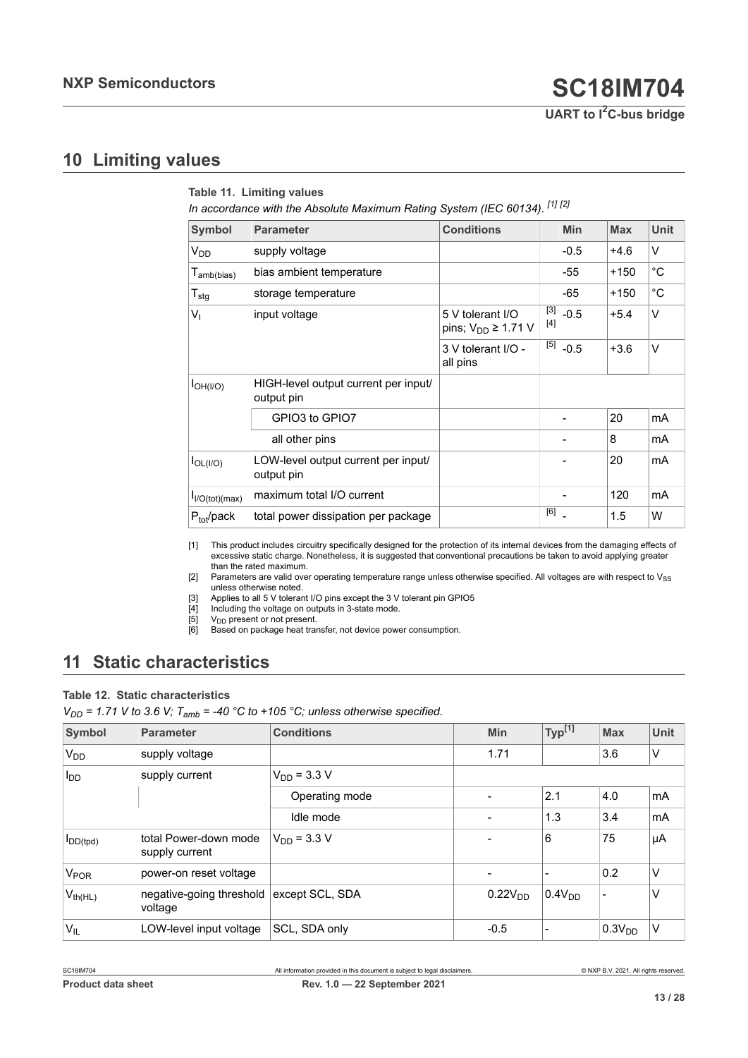## 10 Limiting values

**Table 11. Limiting values**

*In accordance with the Absolute Maximum Rating System (IEC 60134).* [1] [2]

| Symbol | Parameter | Conditions | | Min | Max | Unit |
|---|---|---|---|---|---|---|
| $V_{DD}$ | supply voltage | | | -0.5 | +4.6 | V |
| $T_{amb(bias)}$ | bias ambient temperature | | | -55 | +150 | °C |
| $T_{stg}$ | storage temperature | | | -65 | +150 | °C |
| $V_I$ | input voltage | 5 V tolerant I/O pins; $V_{DD}$ ≥ 1.71 V | [3] [4] | -0.5 | +5.4 | V |
| | | 3 V tolerant I/O - all pins | [5] | -0.5 | +3.6 | V |
| $I_{OH(I/O)}$ | HIGH-level output current per input/ output pin | | | | | |
| | GPIO3 to GPIO7 | | | - | 20 | mA |
| | all other pins | | | - | 8 | mA |
| $I_{OL(I/O)}$ | LOW-level output current per input/ output pin | | | - | 20 | mA |
| $I_{I/O(tot)(max)}$ | maximum total I/O current | | | - | 120 | mA |
| $P_{tot}$/pack | total power dissipation per package | | [6] | - | 1.5 | W |

[1] This product includes circuitry specifically designed for the protection of its internal devices from the damaging effects of excessive static charge. Nonetheless, it is suggested that conventional precautions be taken to avoid applying greater than the rated maximum.

[2] Parameters are valid over operating temperature range unless otherwise specified. All voltages are with respect to $V_{SS}$ unless otherwise noted.

[3] Applies to all 5 V tolerant I/O pins except the 3 V tolerant pin GPIO5

[4] Including the voltage on outputs in 3-state mode.

[5] $V_{DD}$ present or not present.

[6] Based on package heat transfer, not device power consumption.

## 11 Static characteristics

**Table 12. Static characteristics**

*$V_{DD}$ = 1.71 V to 3.6 V; $T_{amb}$ = -40 °C to +105 °C; unless otherwise specified.*

| Symbol | Parameter | Conditions | Min | Typ[1] | Max | Unit |
|---|---|---|---|---|---|---|
| $V_{DD}$ | supply voltage | | 1.71 | | 3.6 | V |
| $I_{DD}$ | supply current | $V_{DD}$ = 3.3 V | | | | |
| | | Operating mode | - | 2.1 | 4.0 | mA |
| | | Idle mode | - | 1.3 | 3.4 | mA |
| $I_{DD(tpd)}$ | total Power-down mode supply current | $V_{DD}$ = 3.3 V | - | 6 | 75 | µA |
| $V_{POR}$ | power-on reset voltage | | - | - | 0.2 | V |
| $V_{th(HL)}$ | negative-going threshold voltage | except SCL, SDA | $0.22V_{DD}$ | $0.4V_{DD}$ | - | V |
| $V_{IL}$ | LOW-level input voltage | SCL, SDA only | -0.5 | - | $0.3V_{DD}$ | V |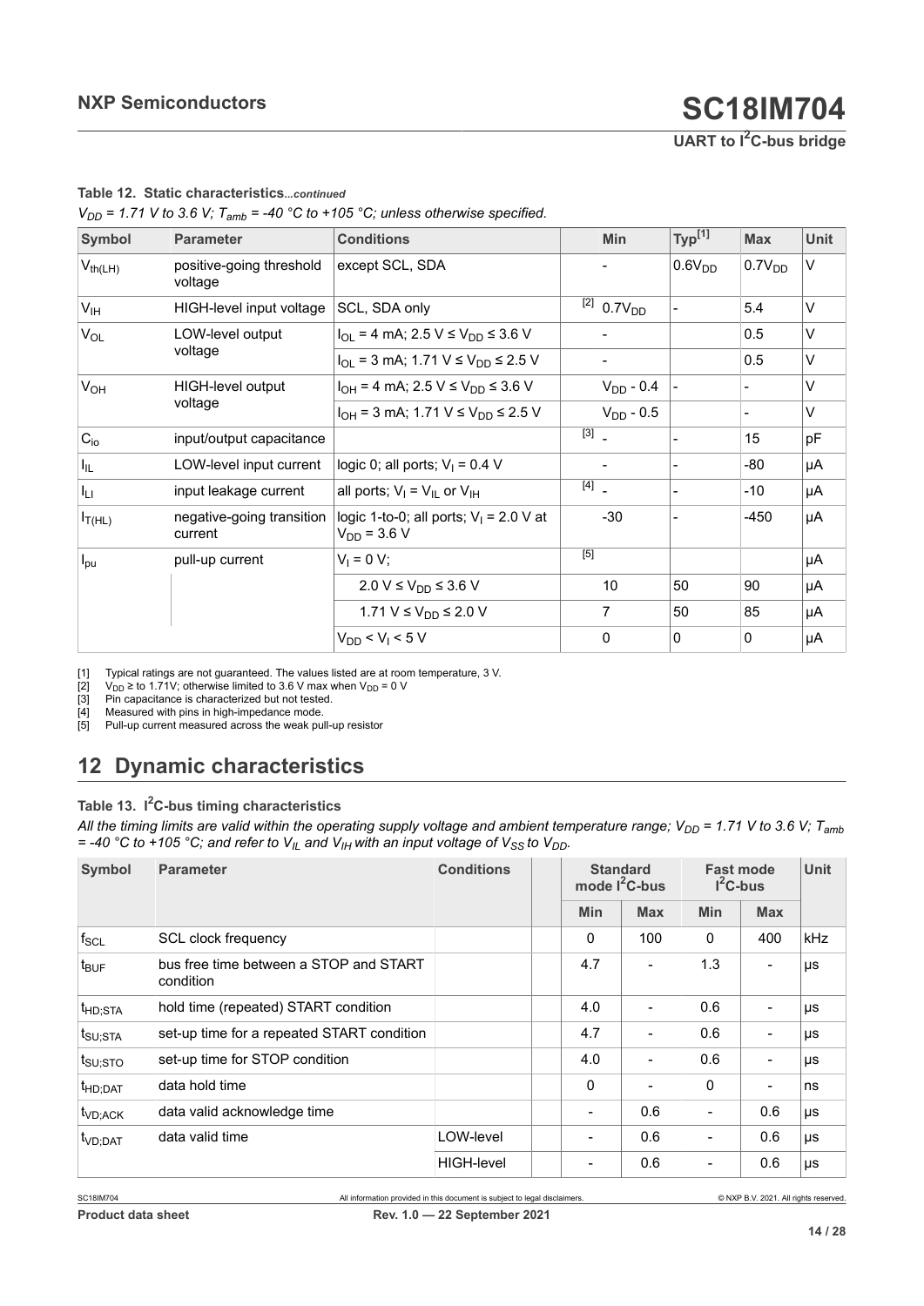**Table 12. Static characteristics**...*continued*

*$V_{DD}$ = 1.71 V to 3.6 V; $T_{amb}$ = -40 °C to +105 °C; unless otherwise specified.*

| Symbol | Parameter | Conditions | Min | Typ[1] | Max | Unit |
|---|---|---|---|---|---|---|
| $V_{th(LH)}$ | positive-going threshold voltage | except SCL, SDA | - | $0.6V_{DD}$ | $0.7V_{DD}$ | V |
| $V_{IH}$ | HIGH-level input voltage | SCL, SDA only | [2] $0.7V_{DD}$ | - | 5.4 | V |
| $V_{OL}$ | LOW-level output voltage | $I_{OL}$ = 4 mA; 2.5 V ≤ $V_{DD}$ ≤ 3.6 V | - | | 0.5 | V |
| | | $I_{OL}$ = 3 mA; 1.71 V ≤ $V_{DD}$ ≤ 2.5 V | - | | 0.5 | V |
| $V_{OH}$ | HIGH-level output voltage | $I_{OH}$ = 4 mA; 2.5 V ≤ $V_{DD}$ ≤ 3.6 V | $V_{DD}$ - 0.4 | - | - | V |
| | | $I_{OH}$ = 3 mA; 1.71 V ≤ $V_{DD}$ ≤ 2.5 V | $V_{DD}$ - 0.5 | | - | V |
| $C_{io}$ | input/output capacitance | | [3] - | - | 15 | pF |
| $I_{IL}$ | LOW-level input current | logic 0; all ports; $V_I$ = 0.4 V | - | - | -80 | μA |
| $I_{LI}$ | input leakage current | all ports; $V_I$ = $V_{IL}$ or $V_{IH}$ | [4] - | - | -10 | μA |
| $I_{T(HL)}$ | negative-going transition current | logic 1-to-0; all ports; $V_I$ = 2.0 V at $V_{DD}$ = 3.6 V | -30 | - | -450 | μA |
| $I_{pu}$ | pull-up current | $V_I$ = 0 V; | [5] | | | μA |
| | | 2.0 V ≤ $V_{DD}$ ≤ 3.6 V | 10 | 50 | 90 | μA |
| | | 1.71 V ≤ $V_{DD}$ ≤ 2.0 V | 7 | 50 | 85 | μA |
| | | $V_{DD}$ < $V_I$ < 5 V | 0 | 0 | 0 | μA |

[1] Typical ratings are not guaranteed. The values listed are at room temperature, 3 V.

[2] $V_{DD}$ ≥ to 1.71V; otherwise limited to 3.6 V max when $V_{DD}$ = 0 V

[3] Pin capacitance is characterized but not tested.

[4] Measured with pins in high-impedance mode.

[5] Pull-up current measured across the weak pull-up resistor

## 12 Dynamic characteristics

**Table 13. $I^2C$-bus timing characteristics**

*All the timing limits are valid within the operating supply voltage and ambient temperature range; $V_{DD}$ = 1.71 V to 3.6 V; $T_{amb}$ = -40 °C to +105 °C; and refer to $V_{IL}$ and $V_{IH}$ with an input voltage of $V_{SS}$ to $V_{DD}$.*

| Symbol | Parameter | Conditions | Standard mode $I^2C$-bus | | Fast mode $I^2C$-bus | | Unit |
|---|---|---|---|---|---|---|---|
| | | | Min | Max | Min | Max | |
| $f_{SCL}$ | SCL clock frequency | | 0 | 100 | 0 | 400 | kHz |
| $t_{BUF}$ | bus free time between a STOP and START condition | | 4.7 | - | 1.3 | - | μs |
| $t_{HD;STA}$ | hold time (repeated) START condition | | 4.0 | - | 0.6 | - | μs |
| $t_{SU;STA}$ | set-up time for a repeated START condition | | 4.7 | - | 0.6 | - | μs |
| $t_{SU;STO}$ | set-up time for STOP condition | | 4.0 | - | 0.6 | - | μs |
| $t_{HD;DAT}$ | data hold time | | 0 | - | 0 | - | ns |
| $t_{VD;ACK}$ | data valid acknowledge time | | - | 0.6 | - | 0.6 | μs |
| $t_{VD;DAT}$ | data valid time | LOW-level | - | 0.6 | - | 0.6 | μs |
| | | HIGH-level | - | 0.6 | - | 0.6 | μs |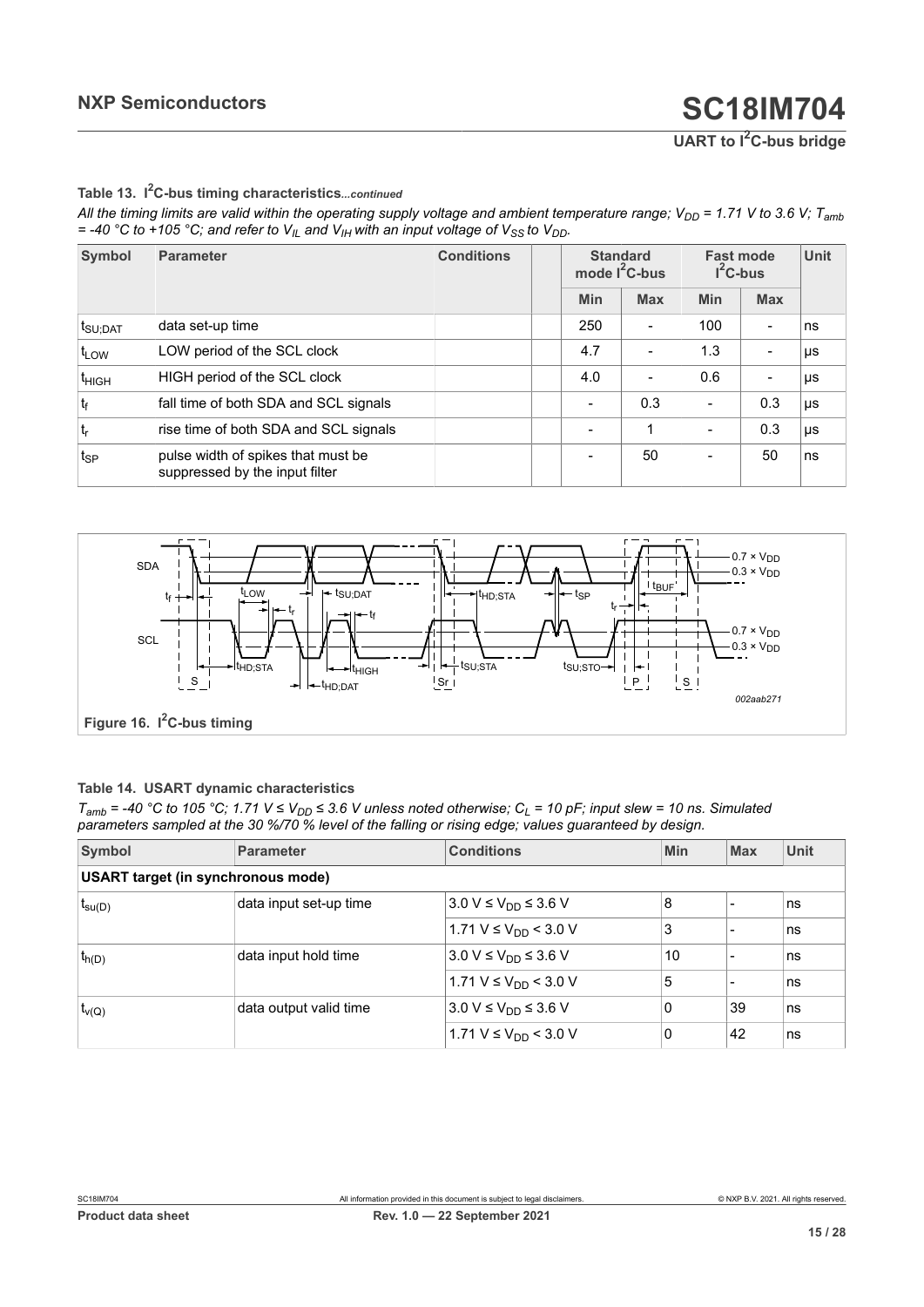**Table 13. I²C-bus timing characteristics**...*continued*

*All the timing limits are valid within the operating supply voltage and ambient temperature range; $V_{DD}$ = 1.71 V to 3.6 V; $T_{amb}$ = -40 °C to +105 °C; and refer to $V_{IL}$ and $V_{IH}$ with an input voltage of $V_{SS}$ to $V_{DD}$.*

| Symbol | Parameter | Conditions | | Standard mode I²C-bus | | Fast mode I²C-bus | | Unit |
|---|---|---|---|---|---|---|---|---|
| | | | | Min | Max | Min | Max | |
| $t_{SU;DAT}$ | data set-up time | | | 250 | - | 100 | - | ns |
| $t_{LOW}$ | LOW period of the SCL clock | | | 4.7 | - | 1.3 | - | μs |
| $t_{HIGH}$ | HIGH period of the SCL clock | | | 4.0 | - | 0.6 | - | μs |
| $t_f$ | fall time of both SDA and SCL signals | | | - | 0.3 | - | 0.3 | μs |
| $t_r$ | rise time of both SDA and SCL signals | | | - | 1 | - | 0.3 | μs |
| $t_{SP}$ | pulse width of spikes that must be suppressed by the input filter | | | - | 50 | - | 50 | ns |

**Figure 16. I²C-bus timing**

**Table 14. USART dynamic characteristics**

*$T_{amb}$ = -40 °C to 105 °C; 1.71 V ≤ $V_{DD}$ ≤ 3.6 V unless noted otherwise; $C_L$ = 10 pF; input slew = 10 ns. Simulated parameters sampled at the 30 %/70 % level of the falling or rising edge; values guaranteed by design.*

| Symbol | Parameter | Conditions | Min | Max | Unit |
|---|---|---|---|---|---|
| **USART target (in synchronous mode)** | | | | | |
| $t_{su(D)}$ | data input set-up time | 3.0 V ≤ $V_{DD}$ ≤ 3.6 V | 8 | - | ns |
| | | 1.71 V ≤ $V_{DD}$ < 3.0 V | 3 | - | ns |
| $t_{h(D)}$ | data input hold time | 3.0 V ≤ $V_{DD}$ ≤ 3.6 V | 10 | - | ns |
| | | 1.71 V ≤ $V_{DD}$ < 3.0 V | 5 | - | ns |
| $t_{v(Q)}$ | data output valid time | 3.0 V ≤ $V_{DD}$ ≤ 3.6 V | 0 | 39 | ns |
| | | 1.71 V ≤ $V_{DD}$ < 3.0 V | 0 | 42 | ns |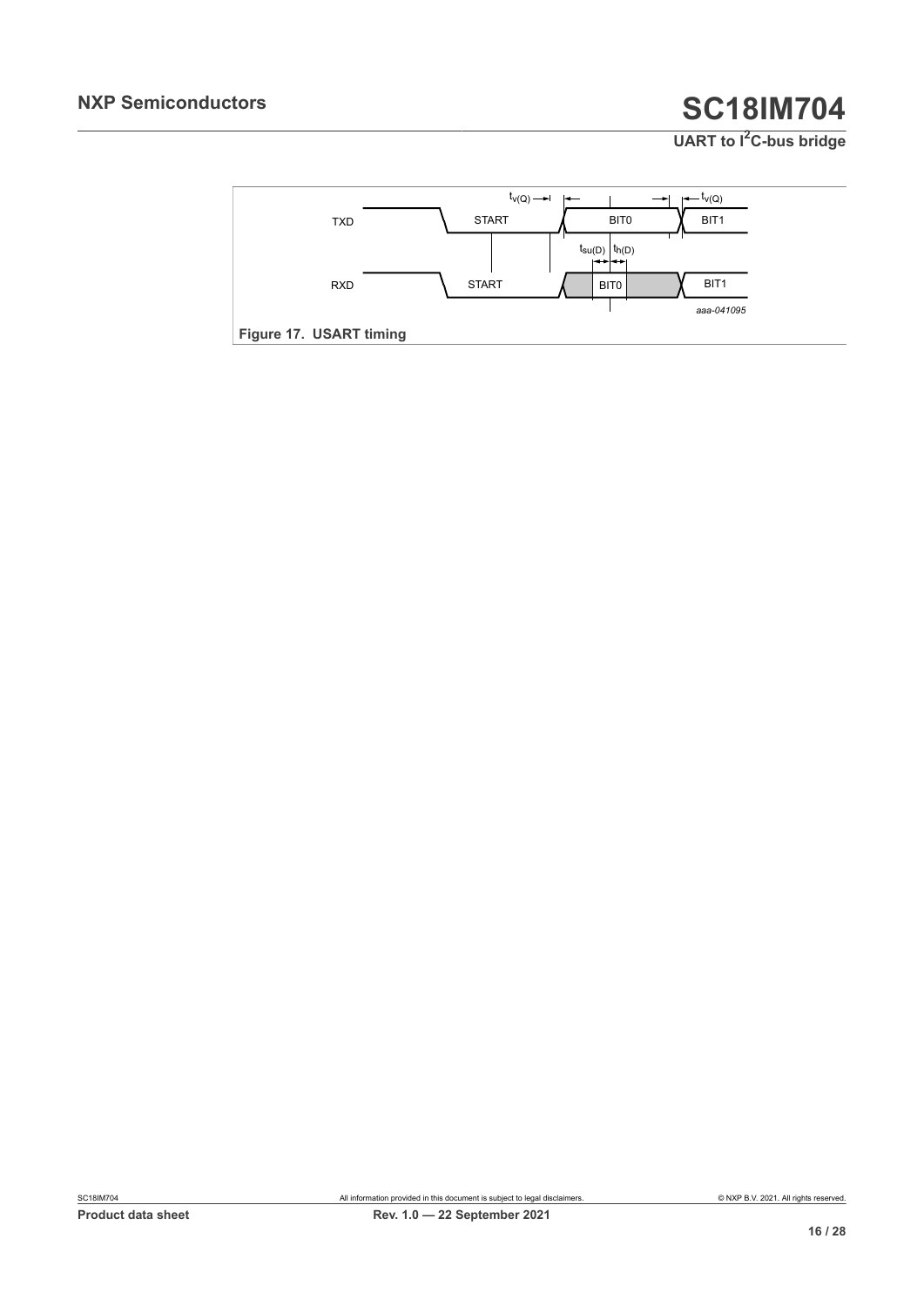TXD START BIT0 BIT1

$t_{v(Q)}$ $t_{v(Q)}$

$t_{su(D)}$ $t_{h(D)}$

RXD START BIT0 BIT1

*aaa-041095*

**Figure 17. USART timing**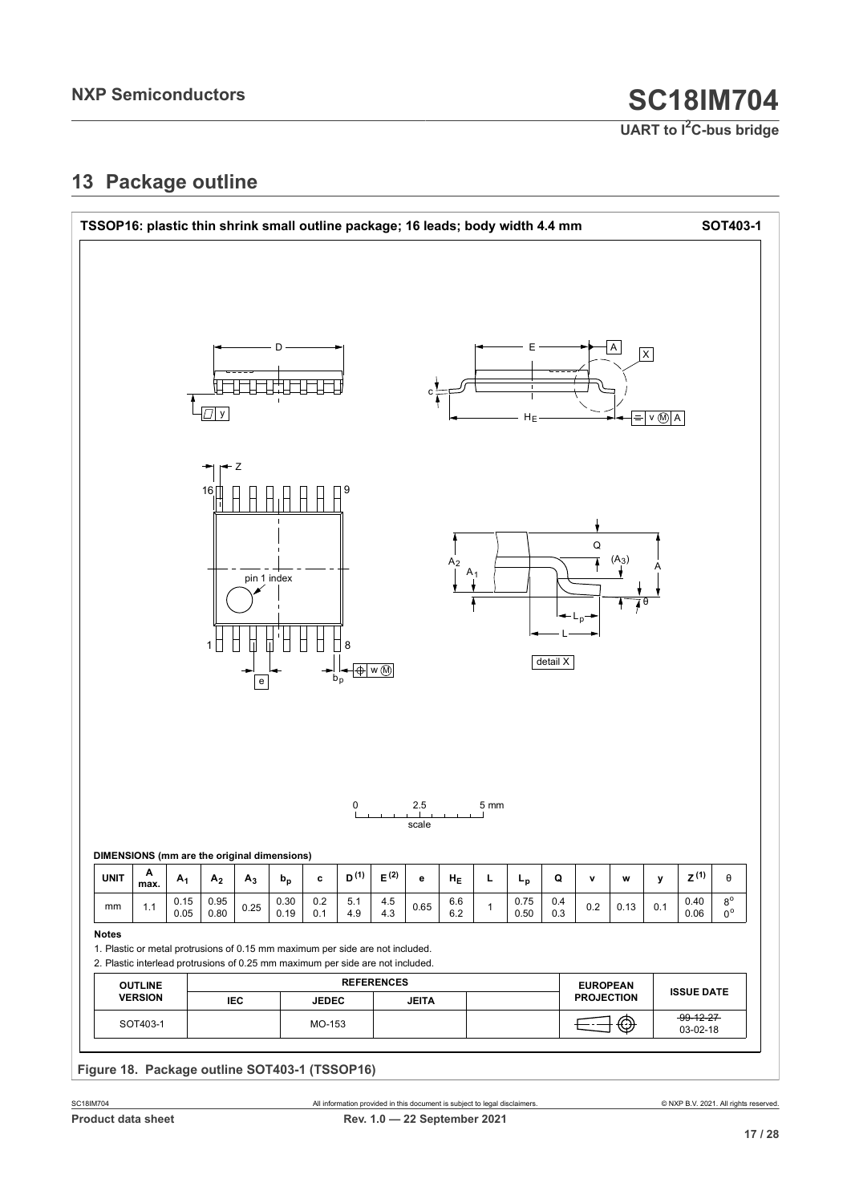## 13 Package outline

**TSSOP16: plastic thin shrink small outline package; 16 leads; body width 4.4 mm** **SOT403-1**

**DIMENSIONS (mm are the original dimensions)**

| UNIT | A max. | $A_1$ | $A_2$ | $A_3$ | $b_p$ | c | $D^{(1)}$ | $E^{(2)}$ | e | $H_E$ | L | $L_p$ | Q | v | w | y | $Z^{(1)}$ | θ |
|---|---|---|---|---|---|---|---|---|---|---|---|---|---|---|---|---|---|---|
| mm | 1.1 | 0.15<br>0.05 | 0.95<br>0.80 | 0.25 | 0.30<br>0.19 | 0.2<br>0.1 | 5.1<br>4.9 | 4.5<br>4.3 | 0.65 | 6.6<br>6.2 | 1 | 0.75<br>0.50 | 0.4<br>0.3 | 0.2 | 0.13 | 0.1 | 0.40<br>0.06 | 8°<br>0° |

**Notes**

1. Plastic or metal protrusions of 0.15 mm maximum per side are not included.
2. Plastic interlead protrusions of 0.25 mm maximum per side are not included.

| OUTLINE VERSION | REFERENCES | | | | EUROPEAN PROJECTION | ISSUE DATE |
|---|---|---|---|---|---|---|
| | IEC | JEDEC | JEITA | | | |
| SOT403-1 | | MO-153 | | | | ~~99-12-27~~<br>03-02-18 |

Figure 18. Package outline SOT403-1 (TSSOP16)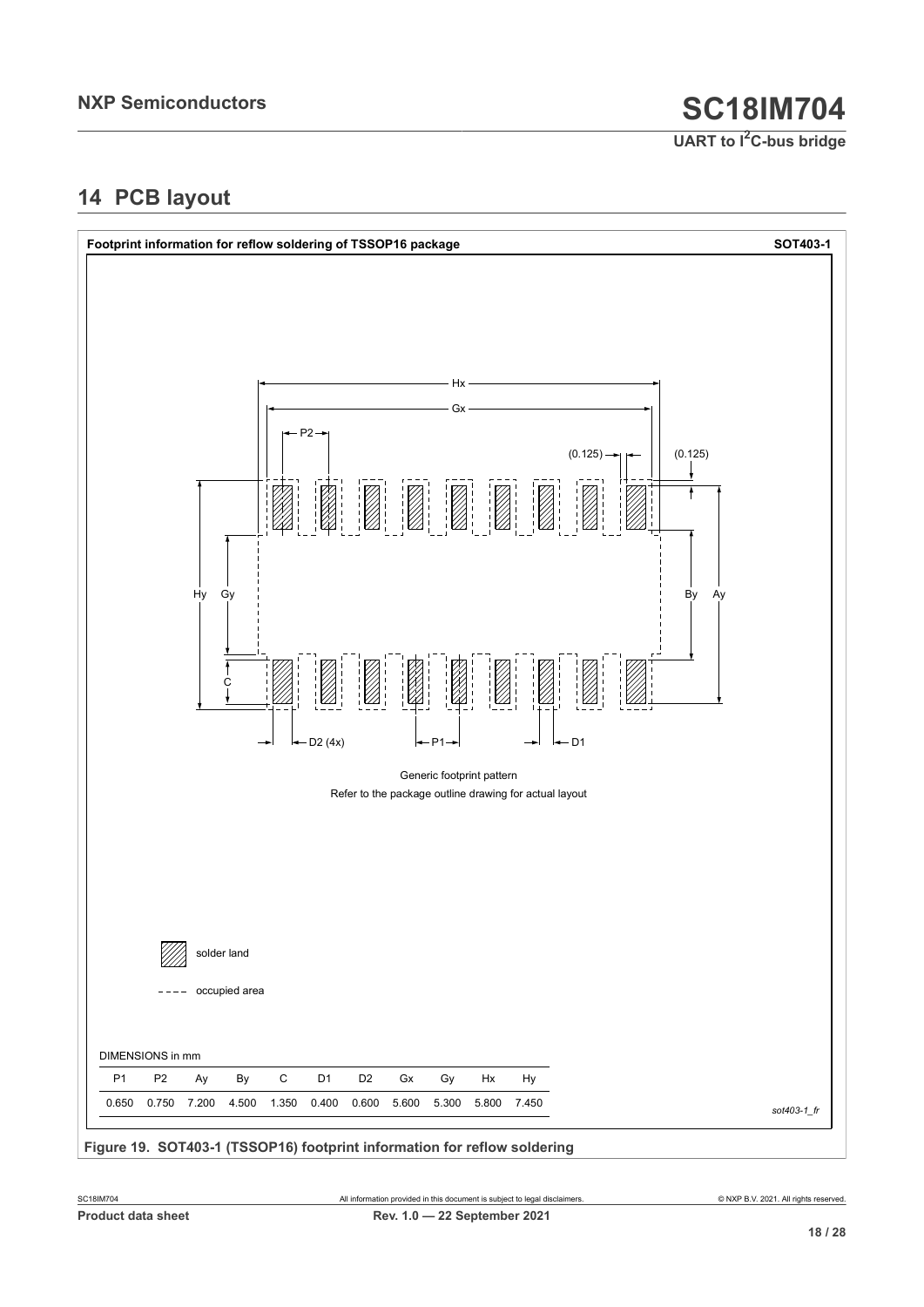## 14 PCB layout

**Footprint information for reflow soldering of TSSOP16 package** **SOT403-1**

Generic footprint pattern

Refer to the package outline drawing for actual layout

solder land

occupied area

DIMENSIONS in mm

| P1 | P2 | Ay | By | C | D1 | D2 | Gx | Gy | Hx | Hy |
|---|---|---|---|---|---|---|---|---|---|---|
| 0.650 | 0.750 | 7.200 | 4.500 | 1.350 | 0.400 | 0.600 | 5.600 | 5.300 | 5.800 | 7.450 |

*sot403-1_fr*

**Figure 19. SOT403-1 (TSSOP16) footprint information for reflow soldering**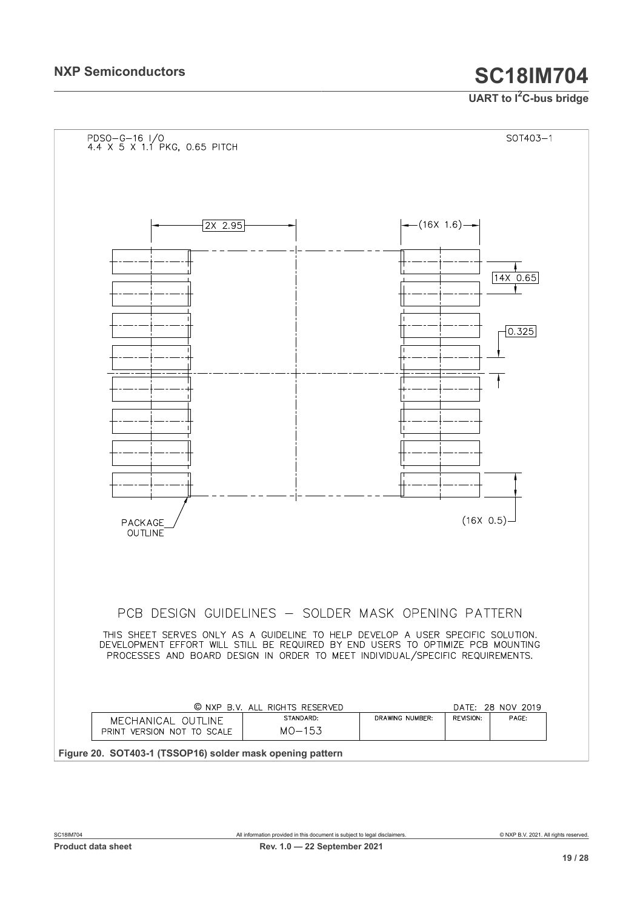PDSO-G-16 I/O
4.4 X 5 X 1.1 PKG, 0.65 PITCH

SOT403-1

2X 2.95

(16X 1.6)

14X 0.65

0.325

(16X 0.5)

PACKAGE OUTLINE

PCB DESIGN GUIDELINES – SOLDER MASK OPENING PATTERN

THIS SHEET SERVES ONLY AS A GUIDELINE TO HELP DEVELOP A USER SPECIFIC SOLUTION. DEVELOPMENT EFFORT WILL STILL BE REQUIRED BY END USERS TO OPTIMIZE PCB MOUNTING PROCESSES AND BOARD DESIGN IN ORDER TO MEET INDIVIDUAL/SPECIFIC REQUIREMENTS.

© NXP B.V. ALL RIGHTS RESERVED

DATE: 28 NOV 2019

| MECHANICAL OUTLINE PRINT VERSION NOT TO SCALE | STANDARD: MO-153 | DRAWING NUMBER: | REVISION: | PAGE: |
|---|---|---|---|---|

**Figure 20. SOT403-1 (TSSOP16) solder mask opening pattern**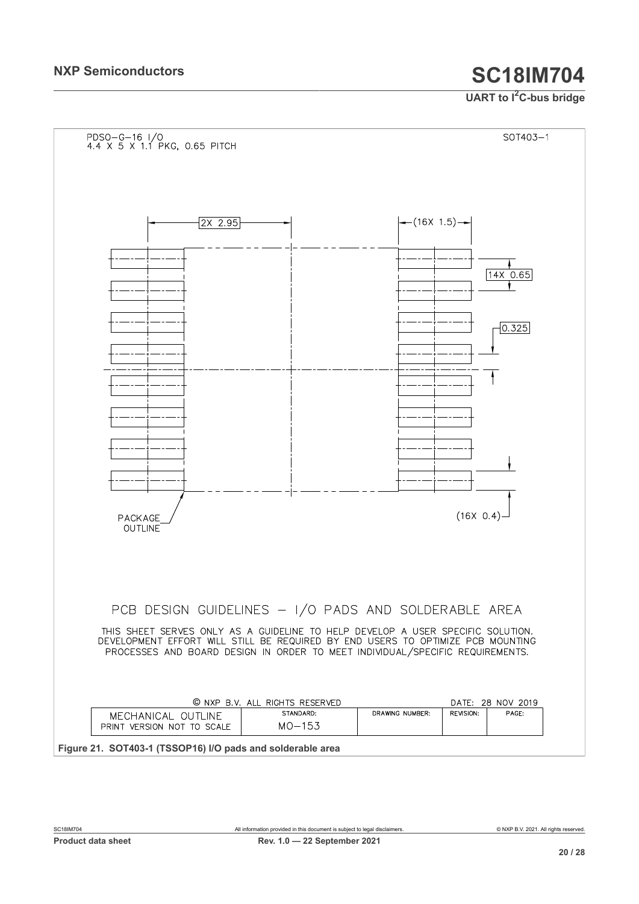PDSO-G-16 I/O
4.4 X 5 X 1.1 PKG, 0.65 PITCH

SOT403-1

2X 2.95

(16X 1.5)

14X 0.65

0.325

(16X 0.4)

PACKAGE OUTLINE

PCB DESIGN GUIDELINES – I/O PADS AND SOLDERABLE AREA

THIS SHEET SERVES ONLY AS A GUIDELINE TO HELP DEVELOP A USER SPECIFIC SOLUTION. DEVELOPMENT EFFORT WILL STILL BE REQUIRED BY END USERS TO OPTIMIZE PCB MOUNTING PROCESSES AND BOARD DESIGN IN ORDER TO MEET INDIVIDUAL/SPECIFIC REQUIREMENTS.

© NXP B.V. ALL RIGHTS RESERVED

DATE: 28 NOV 2019

| MECHANICAL OUTLINE PRINT VERSION NOT TO SCALE | STANDARD: MO–153 | DRAWING NUMBER: | REVISION: | PAGE: |
|---|---|---|---|---|

**Figure 21. SOT403-1 (TSSOP16) I/O pads and solderable area**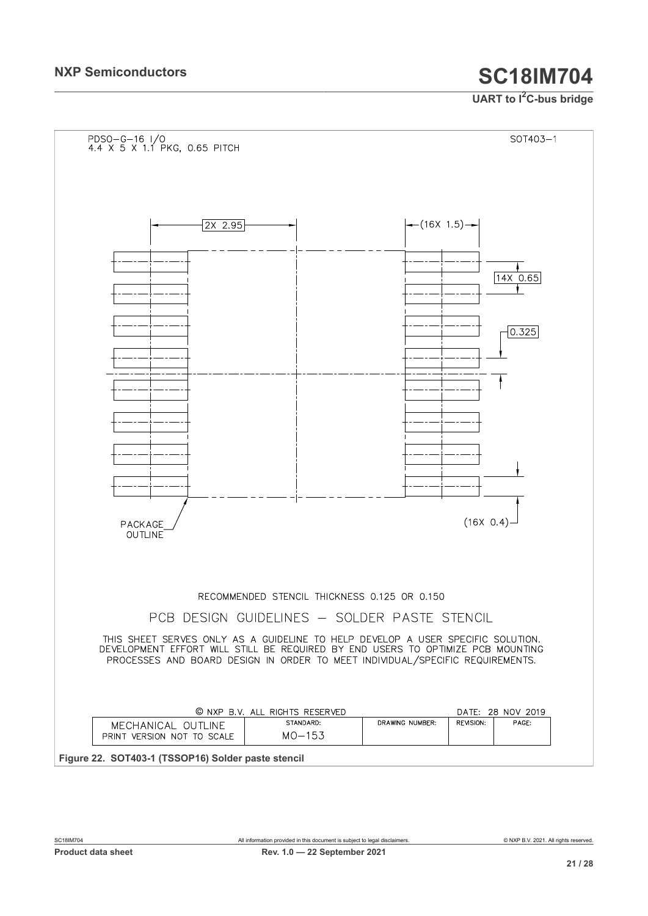PDSO-G-16 I/O
4.4 X 5 X 1.1 PKG, 0.65 PITCH

SOT403-1

2X 2.95

(16X 1.5)

14X 0.65

0.325

PACKAGE OUTLINE

(16X 0.4)

RECOMMENDED STENCIL THICKNESS 0.125 OR 0.150

PCB DESIGN GUIDELINES – SOLDER PASTE STENCIL

THIS SHEET SERVES ONLY AS A GUIDELINE TO HELP DEVELOP A USER SPECIFIC SOLUTION. DEVELOPMENT EFFORT WILL STILL BE REQUIRED BY END USERS TO OPTIMIZE PCB MOUNTING PROCESSES AND BOARD DESIGN IN ORDER TO MEET INDIVIDUAL/SPECIFIC REQUIREMENTS.

© NXP B.V. ALL RIGHTS RESERVED

DATE: 28 NOV 2019

| MECHANICAL OUTLINE PRINT VERSION NOT TO SCALE | STANDARD: MO-153 | DRAWING NUMBER: | REVISION: | PAGE: |
|---|---|---|---|---|

**Figure 22. SOT403-1 (TSSOP16) Solder paste stencil**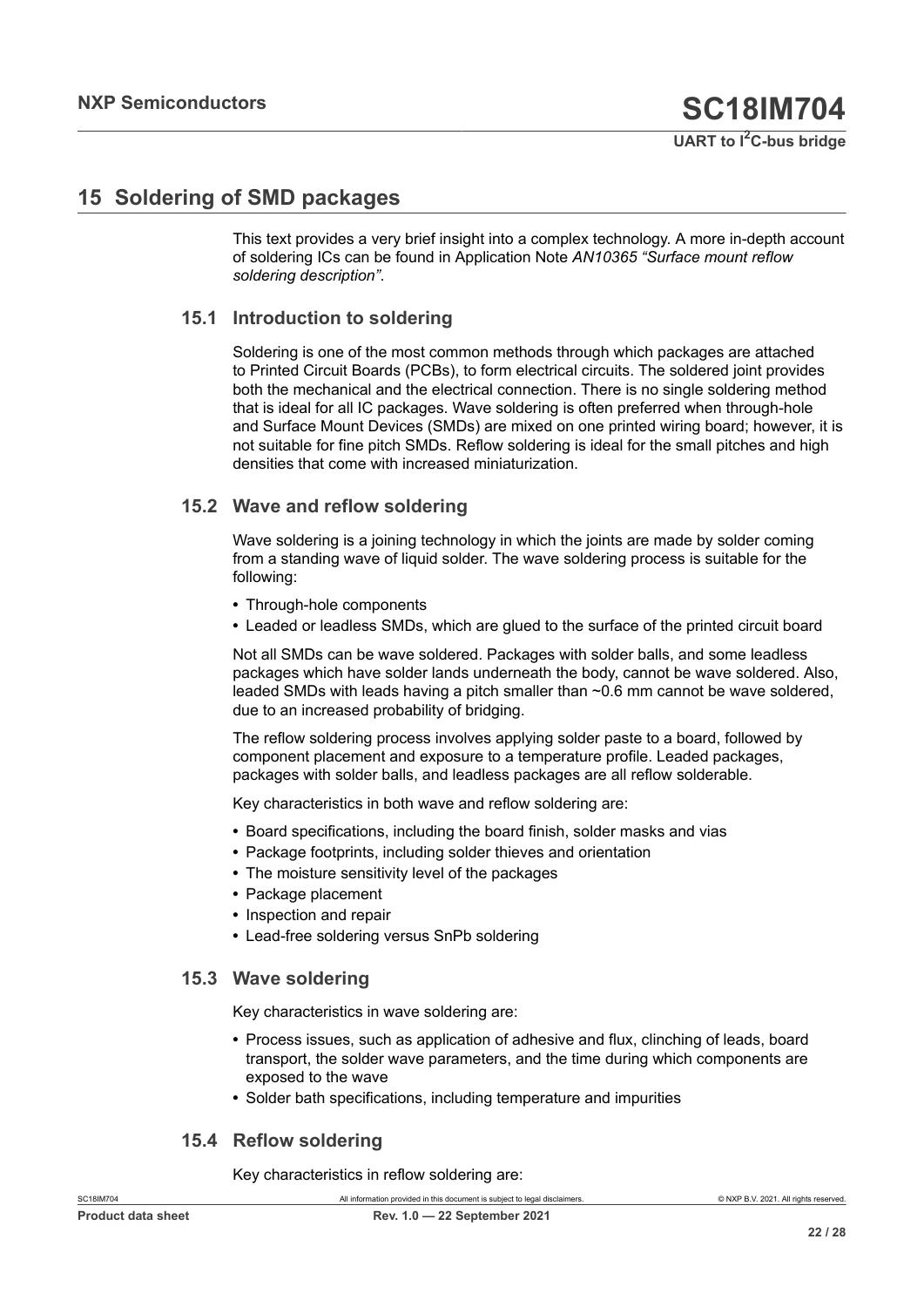# 15 Soldering of SMD packages

This text provides a very brief insight into a complex technology. A more in-depth account of soldering ICs can be found in Application Note *AN10365 "Surface mount reflow soldering description"*.

## 15.1 Introduction to soldering

Soldering is one of the most common methods through which packages are attached to Printed Circuit Boards (PCBs), to form electrical circuits. The soldered joint provides both the mechanical and the electrical connection. There is no single soldering method that is ideal for all IC packages. Wave soldering is often preferred when through-hole and Surface Mount Devices (SMDs) are mixed on one printed wiring board; however, it is not suitable for fine pitch SMDs. Reflow soldering is ideal for the small pitches and high densities that come with increased miniaturization.

## 15.2 Wave and reflow soldering

Wave soldering is a joining technology in which the joints are made by solder coming from a standing wave of liquid solder. The wave soldering process is suitable for the following:

- Through-hole components
- Leaded or leadless SMDs, which are glued to the surface of the printed circuit board

Not all SMDs can be wave soldered. Packages with solder balls, and some leadless packages which have solder lands underneath the body, cannot be wave soldered. Also, leaded SMDs with leads having a pitch smaller than ~0.6 mm cannot be wave soldered, due to an increased probability of bridging.

The reflow soldering process involves applying solder paste to a board, followed by component placement and exposure to a temperature profile. Leaded packages, packages with solder balls, and leadless packages are all reflow solderable.

Key characteristics in both wave and reflow soldering are:

- Board specifications, including the board finish, solder masks and vias
- Package footprints, including solder thieves and orientation
- The moisture sensitivity level of the packages
- Package placement
- Inspection and repair
- Lead-free soldering versus SnPb soldering

## 15.3 Wave soldering

Key characteristics in wave soldering are:

- Process issues, such as application of adhesive and flux, clinching of leads, board transport, the solder wave parameters, and the time during which components are exposed to the wave
- Solder bath specifications, including temperature and impurities

## 15.4 Reflow soldering

Key characteristics in reflow soldering are: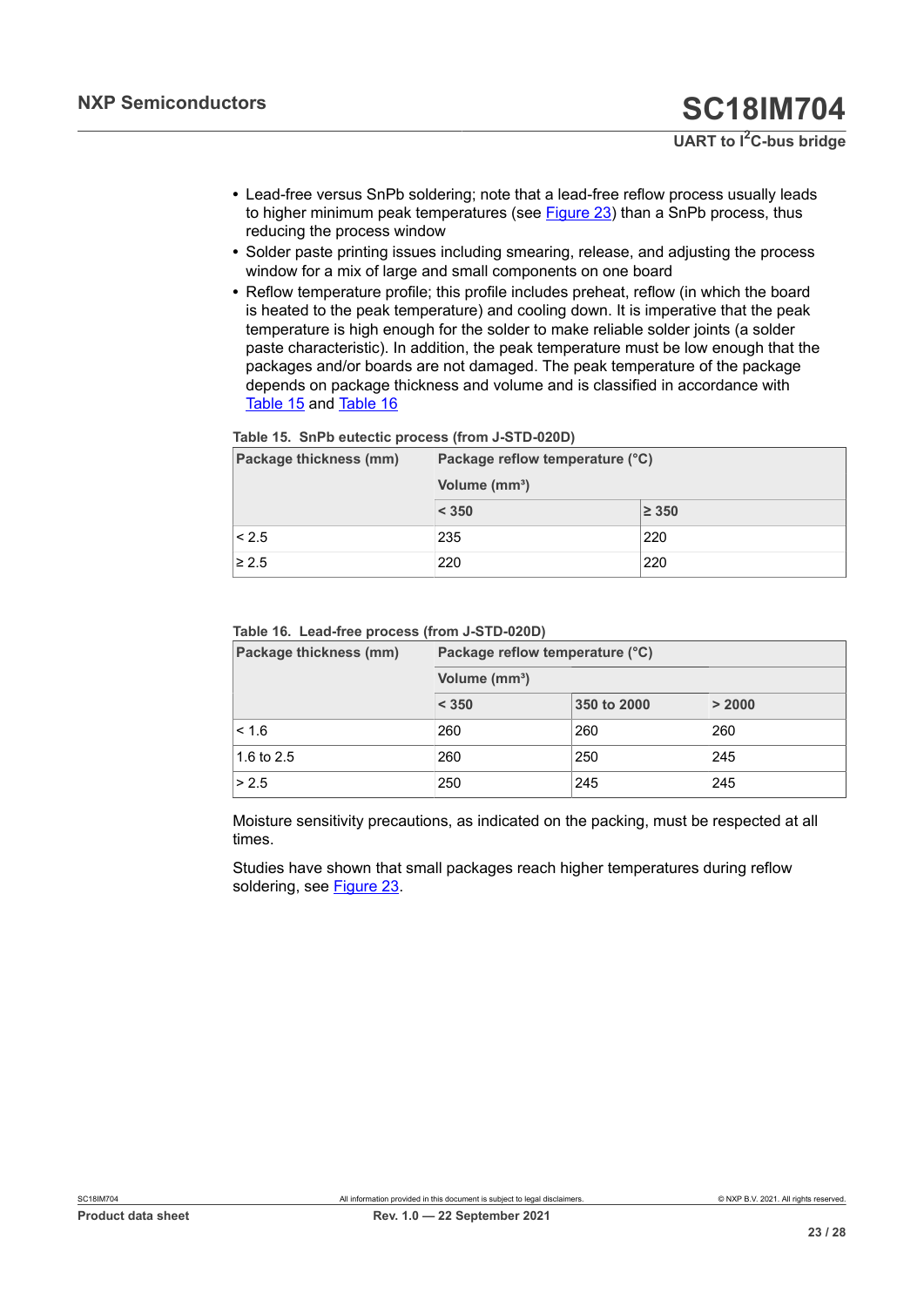- Lead-free versus SnPb soldering; note that a lead-free reflow process usually leads to higher minimum peak temperatures (see Figure 23) than a SnPb process, thus reducing the process window
- Solder paste printing issues including smearing, release, and adjusting the process window for a mix of large and small components on one board
- Reflow temperature profile; this profile includes preheat, reflow (in which the board is heated to the peak temperature) and cooling down. It is imperative that the peak temperature is high enough for the solder to make reliable solder joints (a solder paste characteristic). In addition, the peak temperature must be low enough that the packages and/or boards are not damaged. The peak temperature of the package depends on package thickness and volume and is classified in accordance with Table 15 and Table 16

**Table 15. SnPb eutectic process (from J-STD-020D)**

| Package thickness (mm) | Package reflow temperature (°C) | |
|---|---|---|
| | Volume (mm³) | |
| | < 350 | ≥ 350 |
| < 2.5 | 235 | 220 |
| ≥ 2.5 | 220 | 220 |

**Table 16. Lead-free process (from J-STD-020D)**

| Package thickness (mm) | Package reflow temperature (°C) | | |
|---|---|---|---|
| | Volume (mm³) | | |
| | < 350 | 350 to 2000 | > 2000 |
| < 1.6 | 260 | 260 | 260 |
| 1.6 to 2.5 | 260 | 250 | 245 |
| > 2.5 | 250 | 245 | 245 |

Moisture sensitivity precautions, as indicated on the packing, must be respected at all times.

Studies have shown that small packages reach higher temperatures during reflow soldering, see Figure 23.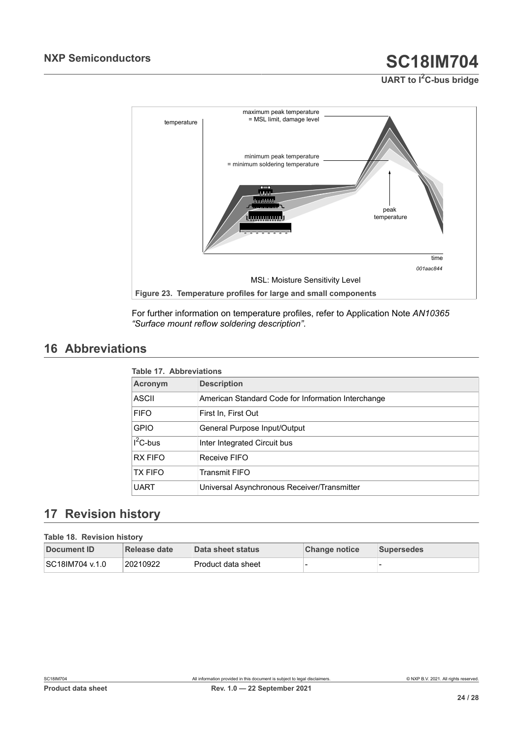Figure 23. Temperature profiles for large and small components

For further information on temperature profiles, refer to Application Note *AN10365 "Surface mount reflow soldering description"*.

# 16 Abbreviations

**Table 17. Abbreviations**

| Acronym | Description |
|---|---|
| ASCII | American Standard Code for Information Interchange |
| FIFO | First In, First Out |
| GPIO | General Purpose Input/Output |
| $I^2C$-bus | Inter Integrated Circuit bus |
| RX FIFO | Receive FIFO |
| TX FIFO | Transmit FIFO |
| UART | Universal Asynchronous Receiver/Transmitter |

# 17 Revision history

**Table 18. Revision history**

| Document ID | Release date | Data sheet status | Change notice | Supersedes |
|---|---|---|---|---|
| SC18IM704 v.1.0 | 20210922 | Product data sheet | - | - |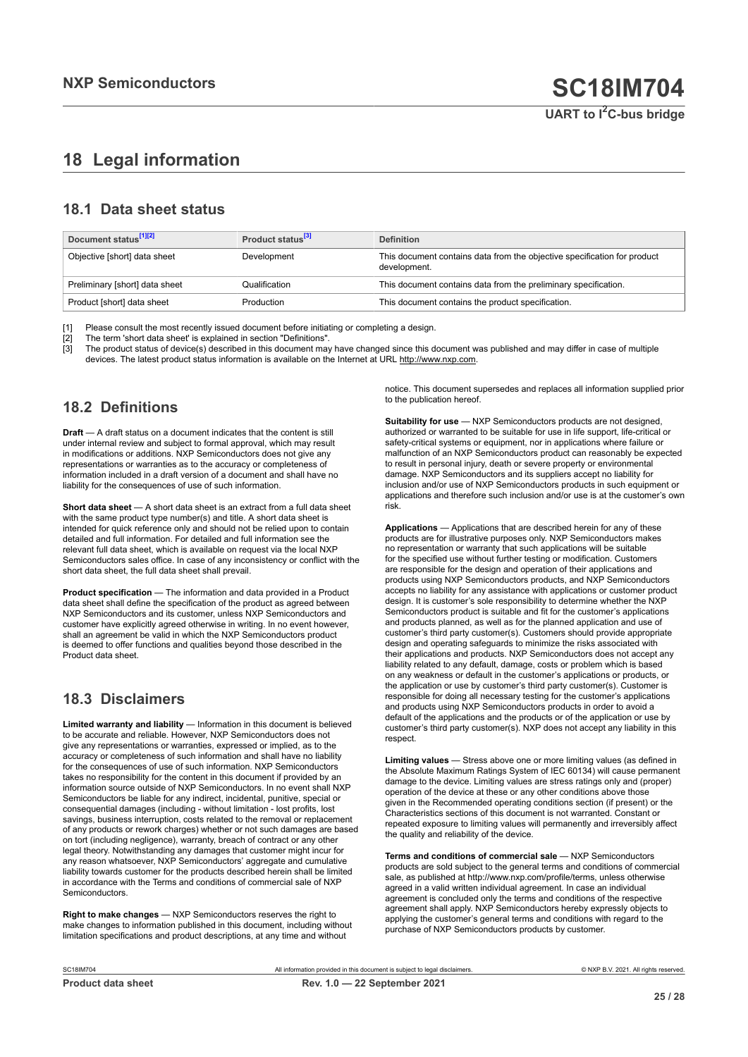# 18 Legal information

## 18.1 Data sheet status

| Document status[1][2] | Product status[3] | Definition |
|---|---|---|
| Objective [short] data sheet | Development | This document contains data from the objective specification for product development. |
| Preliminary [short] data sheet | Qualification | This document contains data from the preliminary specification. |
| Product [short] data sheet | Production | This document contains the product specification. |

[1] Please consult the most recently issued document before initiating or completing a design.
[2] The term 'short data sheet' is explained in section "Definitions".
[3] The product status of device(s) described in this document may have changed since this document was published and may differ in case of multiple devices. The latest product status information is available on the Internet at URL http://www.nxp.com.

## 18.2 Definitions

**Draft** — A draft status on a document indicates that the content is still under internal review and subject to formal approval, which may result in modifications or additions. NXP Semiconductors does not give any representations or warranties as to the accuracy or completeness of information included in a draft version of a document and shall have no liability for the consequences of use of such information.

**Short data sheet** — A short data sheet is an extract from a full data sheet with the same product type number(s) and title. A short data sheet is intended for quick reference only and should not be relied upon to contain detailed and full information. For detailed and full information see the relevant full data sheet, which is available on request via the local NXP Semiconductors sales office. In case of any inconsistency or conflict with the short data sheet, the full data sheet shall prevail.

**Product specification** — The information and data provided in a Product data sheet shall define the specification of the product as agreed between NXP Semiconductors and its customer, unless NXP Semiconductors and customer have explicitly agreed otherwise in writing. In no event however, shall an agreement be valid in which the NXP Semiconductors product is deemed to offer functions and qualities beyond those described in the Product data sheet.

## 18.3 Disclaimers

**Limited warranty and liability** — Information in this document is believed to be accurate and reliable. However, NXP Semiconductors does not give any representations or warranties, expressed or implied, as to the accuracy or completeness of such information and shall have no liability for the consequences of use of such information. NXP Semiconductors takes no responsibility for the content in this document if provided by an information source outside of NXP Semiconductors. In no event shall NXP Semiconductors be liable for any indirect, incidental, punitive, special or consequential damages (including - without limitation - lost profits, lost savings, business interruption, costs related to the removal or replacement of any products or rework charges) whether or not such damages are based on tort (including negligence), warranty, breach of contract or any other legal theory. Notwithstanding any damages that customer might incur for any reason whatsoever, NXP Semiconductors' aggregate and cumulative liability towards customer for the products described herein shall be limited in accordance with the Terms and conditions of commercial sale of NXP Semiconductors.

**Right to make changes** — NXP Semiconductors reserves the right to make changes to information published in this document, including without limitation specifications and product descriptions, at any time and without notice. This document supersedes and replaces all information supplied prior to the publication hereof.

**Suitability for use** — NXP Semiconductors products are not designed, authorized or warranted to be suitable for use in life support, life-critical or safety-critical systems or equipment, nor in applications where failure or malfunction of an NXP Semiconductors product can reasonably be expected to result in personal injury, death or severe property or environmental damage. NXP Semiconductors and its suppliers accept no liability for inclusion and/or use of NXP Semiconductors products in such equipment or applications and therefore such inclusion and/or use is at the customer's own risk.

**Applications** — Applications that are described herein for any of these products are for illustrative purposes only. NXP Semiconductors makes no representation or warranty that such applications will be suitable for the specified use without further testing or modification. Customers are responsible for the design and operation of their applications and products using NXP Semiconductors products, and NXP Semiconductors accepts no liability for any assistance with applications or customer product design. It is customer's sole responsibility to determine whether the NXP Semiconductors product is suitable and fit for the customer's applications and products planned, as well as for the planned application and use of customer's third party customer(s). Customers should provide appropriate design and operating safeguards to minimize the risks associated with their applications and products. NXP Semiconductors does not accept any liability related to any default, damage, costs or problem which is based on any weakness or default in the customer's applications or products, or the application or use by customer's third party customer(s). Customer is responsible for doing all necessary testing for the customer's applications and products using NXP Semiconductors products in order to avoid a default of the applications and the products or of the application or use by customer's third party customer(s). NXP does not accept any liability in this respect.

**Limiting values** — Stress above one or more limiting values (as defined in the Absolute Maximum Ratings System of IEC 60134) will cause permanent damage to the device. Limiting values are stress ratings only and (proper) operation of the device at these or any other conditions above those given in the Recommended operating conditions section (if present) or the Characteristics sections of this document is not warranted. Constant or repeated exposure to limiting values will permanently and irreversibly affect the quality and reliability of the device.

**Terms and conditions of commercial sale** — NXP Semiconductors products are sold subject to the general terms and conditions of commercial sale, as published at http://www.nxp.com/profile/terms, unless otherwise agreed in a valid written individual agreement. In case an individual agreement is concluded only the terms and conditions of the respective agreement shall apply. NXP Semiconductors hereby expressly objects to applying the customer's general terms and conditions with regard to the purchase of NXP Semiconductors products by customer.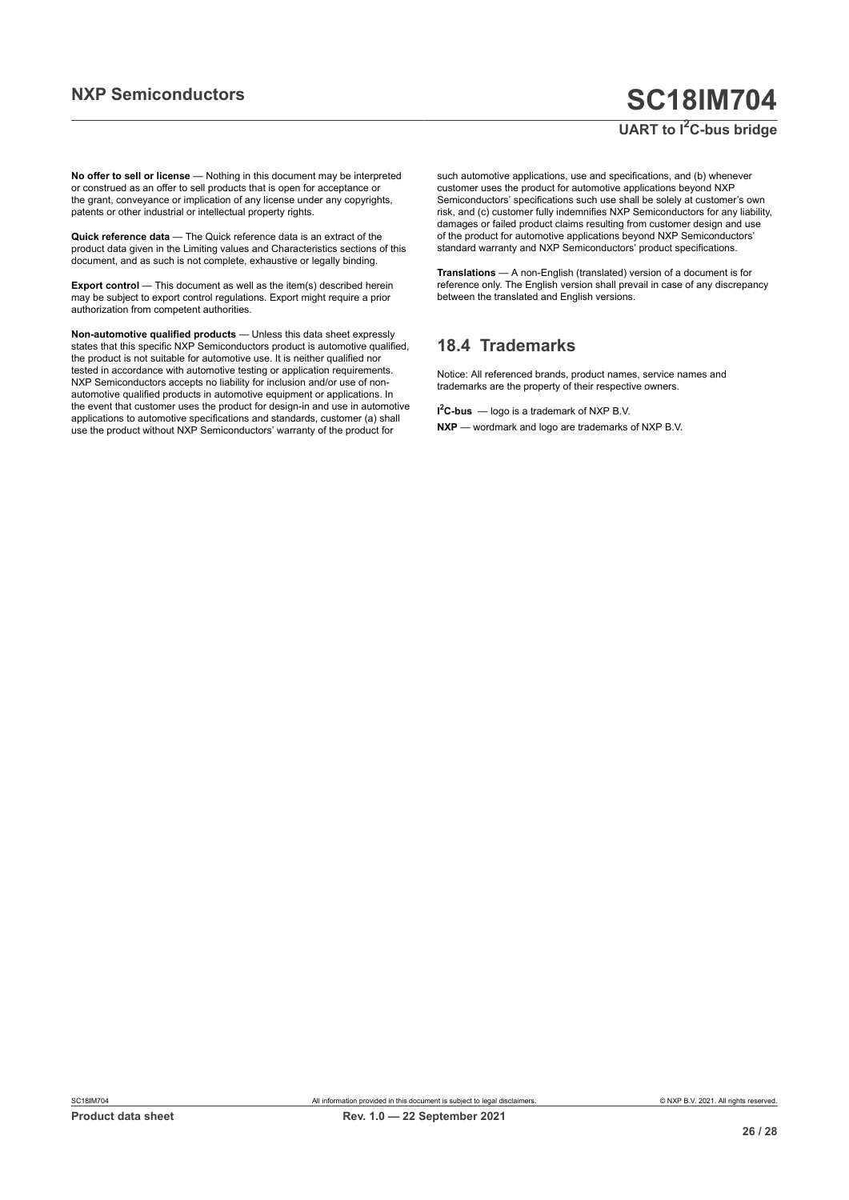**No offer to sell or license** — Nothing in this document may be interpreted or construed as an offer to sell products that is open for acceptance or the grant, conveyance or implication of any license under any copyrights, patents or other industrial or intellectual property rights.

**Quick reference data** — The Quick reference data is an extract of the product data given in the Limiting values and Characteristics sections of this document, and as such is not complete, exhaustive or legally binding.

**Export control** — This document as well as the item(s) described herein may be subject to export control regulations. Export might require a prior authorization from competent authorities.

**Non-automotive qualified products** — Unless this data sheet expressly states that this specific NXP Semiconductors product is automotive qualified, the product is not suitable for automotive use. It is neither qualified nor tested in accordance with automotive testing or application requirements. NXP Semiconductors accepts no liability for inclusion and/or use of non-automotive qualified products in automotive equipment or applications. In the event that customer uses the product for design-in and use in automotive applications to automotive specifications and standards, customer (a) shall use the product without NXP Semiconductors' warranty of the product for such automotive applications, use and specifications, and (b) whenever customer uses the product for automotive applications beyond NXP Semiconductors' specifications such use shall be solely at customer's own risk, and (c) customer fully indemnifies NXP Semiconductors for any liability, damages or failed product claims resulting from customer design and use of the product for automotive applications beyond NXP Semiconductors' standard warranty and NXP Semiconductors' product specifications.

**Translations** — A non-English (translated) version of a document is for reference only. The English version shall prevail in case of any discrepancy between the translated and English versions.

## 18.4 Trademarks

Notice: All referenced brands, product names, service names and trademarks are the property of their respective owners.

**I$^2$C-bus** — logo is a trademark of NXP B.V.

**NXP** — wordmark and logo are trademarks of NXP B.V.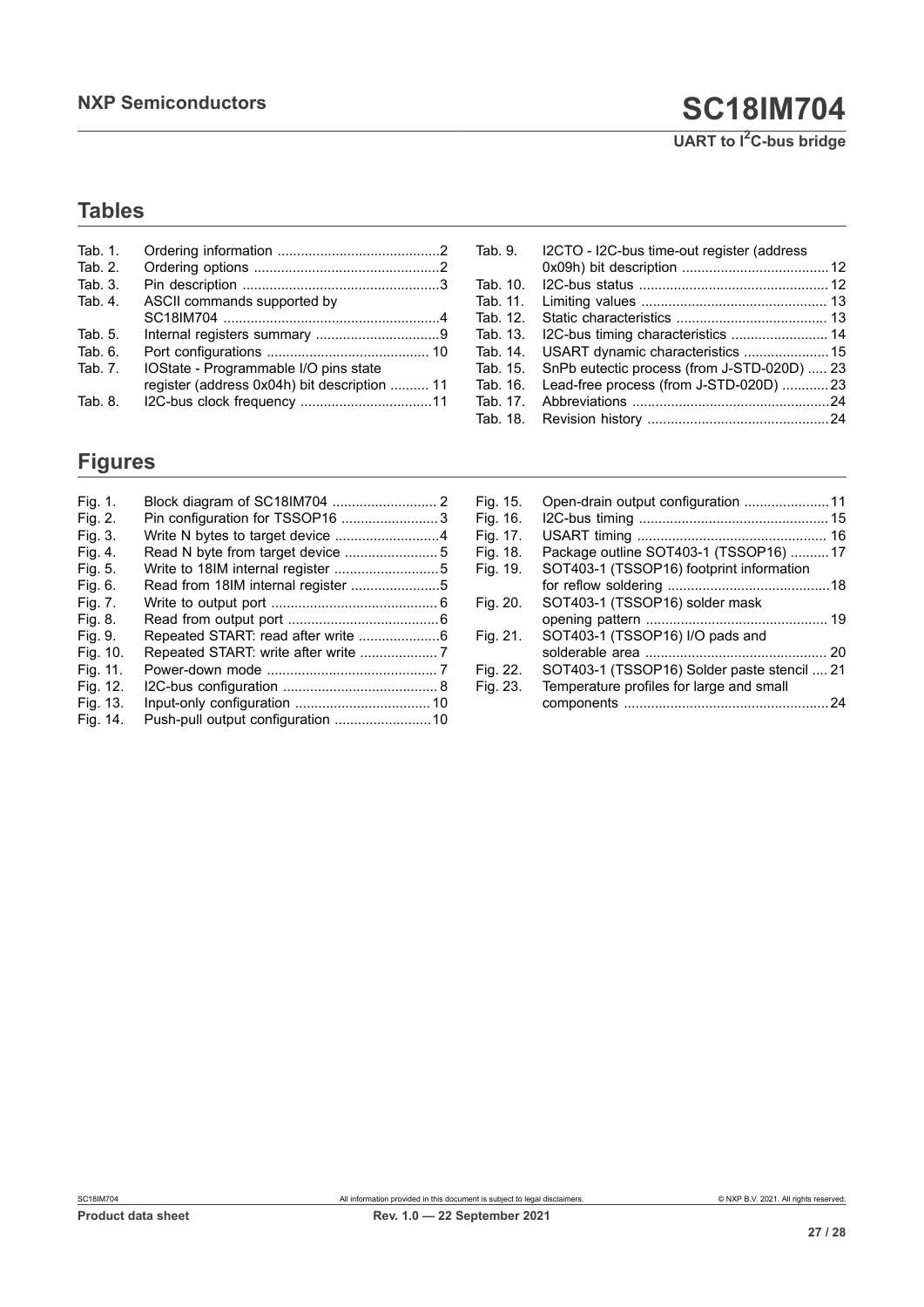## Tables

Tab. 1. Ordering information ..........................................2
Tab. 2. Ordering options ................................................2
Tab. 3. Pin description ...................................................3
Tab. 4. ASCII commands supported by SC18IM704 .......................................................4
Tab. 5. Internal registers summary ................................9
Tab. 6. Port configurations .......................................... 10
Tab. 7. IOState - Programmable I/O pins state register (address 0x04h) bit description .......... 11
Tab. 8. I2C-bus clock frequency .................................11
Tab. 9. I2CTO - I2C-bus time-out register (address 0x09h) bit description ......................................12
Tab. 10. I2C-bus status ................................................. 12
Tab. 11. Limiting values ................................................ 13
Tab. 12. Static characteristics ....................................... 13
Tab. 13. I2C-bus timing characteristics ......................... 14
Tab. 14. USART dynamic characteristics ......................15
Tab. 15. SnPb eutectic process (from J-STD-020D) ..... 23
Tab. 16. Lead-free process (from J-STD-020D) ............23
Tab. 17. Abbreviations ..................................................24
Tab. 18. Revision history ...............................................24

## Figures

Fig. 1. Block diagram of SC18IM704 ........................... 2
Fig. 2. Pin configuration for TSSOP16 .........................3
Fig. 3. Write N bytes to target device ...........................4
Fig. 4. Read N byte from target device ........................ 5
Fig. 5. Write to 18IM internal register ...........................5
Fig. 6. Read from 18IM internal register .......................5
Fig. 7. Write to output port ........................................... 6
Fig. 8. Read from output port .......................................6
Fig. 9. Repeated START: read after write .....................6
Fig. 10. Repeated START: write after write .................... 7
Fig. 11. Power-down mode ............................................ 7
Fig. 12. I2C-bus configuration ........................................ 8
Fig. 13. Input-only configuration ................................... 10
Fig. 14. Push-pull output configuration .........................10
Fig. 15. Open-drain output configuration ......................11
Fig. 16. I2C-bus timing ................................................. 15
Fig. 17. USART timing ................................................. 16
Fig. 18. Package outline SOT403-1 (TSSOP16) ..........17
Fig. 19. SOT403-1 (TSSOP16) footprint information for reflow soldering ..........................................18
Fig. 20. SOT403-1 (TSSOP16) solder mask opening pattern ............................................... 19
Fig. 21. SOT403-1 (TSSOP16) I/O pads and solderable area ............................................... 20
Fig. 22. SOT403-1 (TSSOP16) Solder paste stencil .... 21
Fig. 23. Temperature profiles for large and small components .....................................................24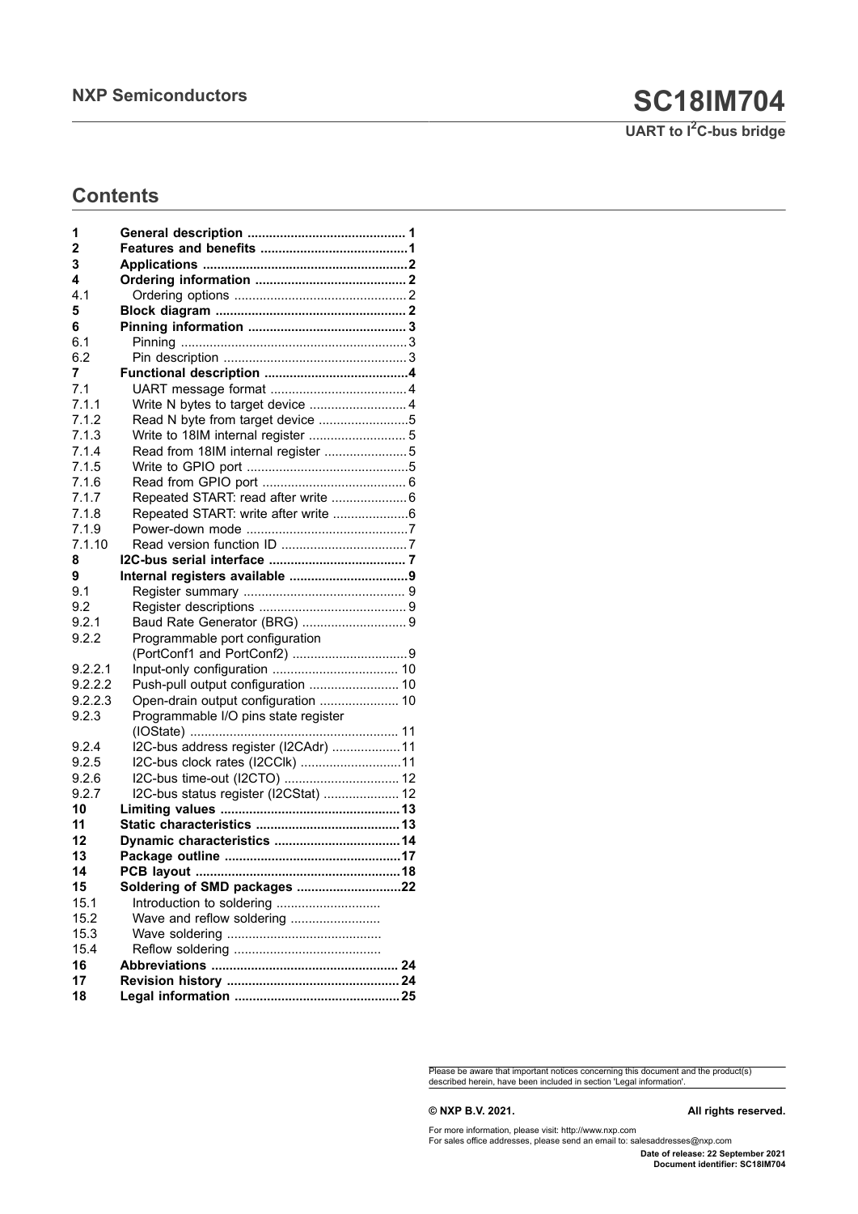## Contents

| | | |
|---|---|---|
| **1** | **General description** | **1** |
| **2** | **Features and benefits** | **1** |
| **3** | **Applications** | **2** |
| **4** | **Ordering information** | **2** |
| 4.1 | Ordering options | 2 |
| **5** | **Block diagram** | **2** |
| **6** | **Pinning information** | **3** |
| 6.1 | Pinning | 3 |
| 6.2 | Pin description | 3 |
| **7** | **Functional description** | **4** |
| 7.1 | UART message format | 4 |
| 7.1.1 | Write N bytes to target device | 4 |
| 7.1.2 | Read N byte from target device | 5 |
| 7.1.3 | Write to 18IM internal register | 5 |
| 7.1.4 | Read from 18IM internal register | 5 |
| 7.1.5 | Write to GPIO port | 5 |
| 7.1.6 | Read from GPIO port | 6 |
| 7.1.7 | Repeated START: read after write | 6 |
| 7.1.8 | Repeated START: write after write | 6 |
| 7.1.9 | Power-down mode | 7 |
| 7.1.10 | Read version function ID | 7 |
| **8** | **I2C-bus serial interface** | **7** |
| **9** | **Internal registers available** | **9** |
| 9.1 | Register summary | 9 |
| 9.2 | Register descriptions | 9 |
| 9.2.1 | Baud Rate Generator (BRG) | 9 |
| 9.2.2 | Programmable port configuration (PortConf1 and PortConf2) | 9 |
| 9.2.2.1 | Input-only configuration | 10 |
| 9.2.2.2 | Push-pull output configuration | 10 |
| 9.2.2.3 | Open-drain output configuration | 10 |
| 9.2.3 | Programmable I/O pins state register (IOState) | 11 |
| 9.2.4 | I2C-bus address register (I2CAdr) | 11 |
| 9.2.5 | I2C-bus clock rates (I2CClk) | 11 |
| 9.2.6 | I2C-bus time-out (I2CTO) | 12 |
| 9.2.7 | I2C-bus status register (I2CStat) | 12 |
| **10** | **Limiting values** | **13** |
| **11** | **Static characteristics** | **13** |
| **12** | **Dynamic characteristics** | **14** |
| **13** | **Package outline** | **17** |
| **14** | **PCB layout** | **18** |
| **15** | **Soldering of SMD packages** | **22** |
| 15.1 | Introduction to soldering | |
| 15.2 | Wave and reflow soldering | |
| 15.3 | Wave soldering | |
| 15.4 | Reflow soldering | |
| **16** | **Abbreviations** | **24** |
| **17** | **Revision history** | **24** |
| **18** | **Legal information** | **25** |

Please be aware that important notices concerning this document and the product(s) described herein, have been included in section 'Legal information'.

**© NXP B.V. 2021. All rights reserved.**

For more information, please visit: http://www.nxp.com
For sales office addresses, please send an email to: salesaddresses@nxp.com

**Date of release: 22 September 2021**
**Document identifier: SC18IM704**